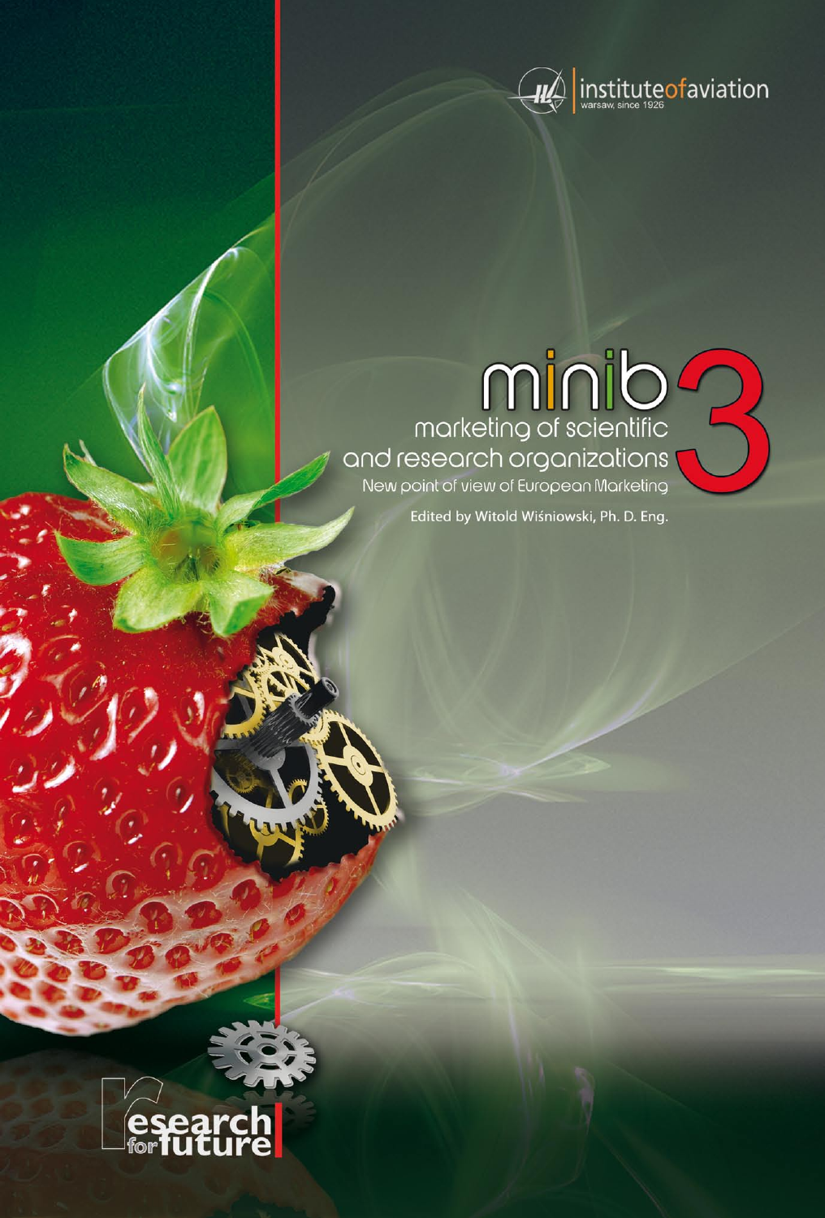instituteofaviation
warsaw, since 1926

# minib 3

## marketing of scientific and research organizations

New point of view of European Marketing

Edited by Witold Wiśniowski, Ph. D. Eng.

research for future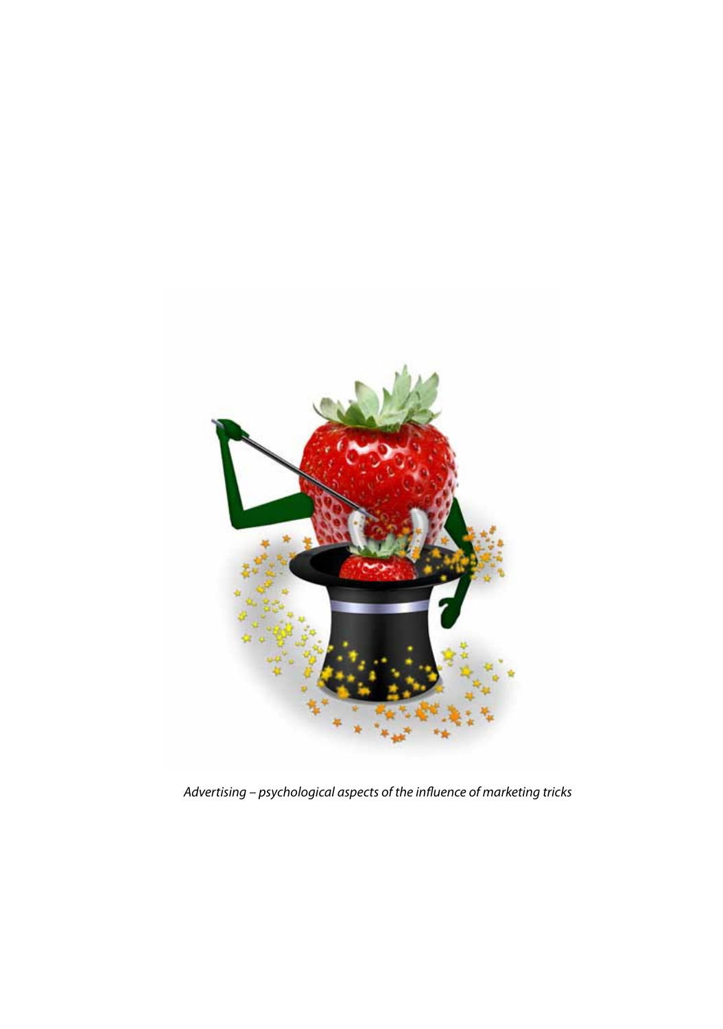*Advertising – psychological aspects of the influence of marketing tricks*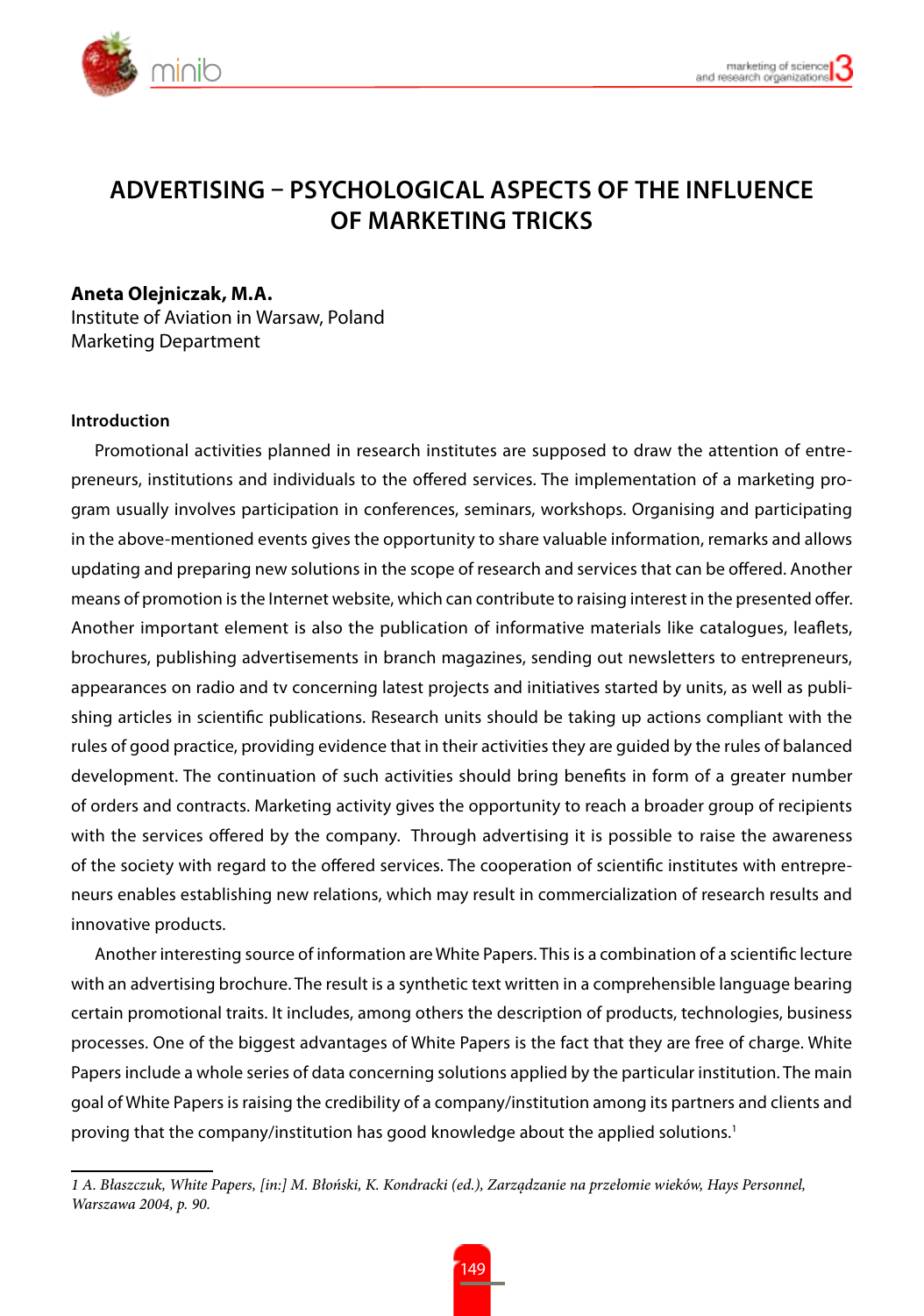# ADVERTISING – PSYCHOLOGICAL ASPECTS OF THE INFLUENCE OF MARKETING TRICKS

**Aneta Olejniczak, M.A.**
Institute of Aviation in Warsaw, Poland
Marketing Department

## Introduction

Promotional activities planned in research institutes are supposed to draw the attention of entrepreneurs, institutions and individuals to the offered services. The implementation of a marketing program usually involves participation in conferences, seminars, workshops. Organising and participating in the above-mentioned events gives the opportunity to share valuable information, remarks and allows updating and preparing new solutions in the scope of research and services that can be offered. Another means of promotion is the Internet website, which can contribute to raising interest in the presented offer. Another important element is also the publication of informative materials like catalogues, leaflets, brochures, publishing advertisements in branch magazines, sending out newsletters to entrepreneurs, appearances on radio and tv concerning latest projects and initiatives started by units, as well as publishing articles in scientific publications. Research units should be taking up actions compliant with the rules of good practice, providing evidence that in their activities they are guided by the rules of balanced development. The continuation of such activities should bring benefits in form of a greater number of orders and contracts. Marketing activity gives the opportunity to reach a broader group of recipients with the services offered by the company. Through advertising it is possible to raise the awareness of the society with regard to the offered services. The cooperation of scientific institutes with entrepreneurs enables establishing new relations, which may result in commercialization of research results and innovative products.

Another interesting source of information are White Papers. This is a combination of a scientific lecture with an advertising brochure. The result is a synthetic text written in a comprehensible language bearing certain promotional traits. It includes, among others the description of products, technologies, business processes. One of the biggest advantages of White Papers is the fact that they are free of charge. White Papers include a whole series of data concerning solutions applied by the particular institution. The main goal of White Papers is raising the credibility of a company/institution among its partners and clients and proving that the company/institution has good knowledge about the applied solutions.[1]

---

*1 A. Błaszczuk, White Papers, [in:] M. Błoński, K. Kondracki (ed.), Zarządzanie na przełomie wieków, Hays Personnel, Warszawa 2004, p. 90.*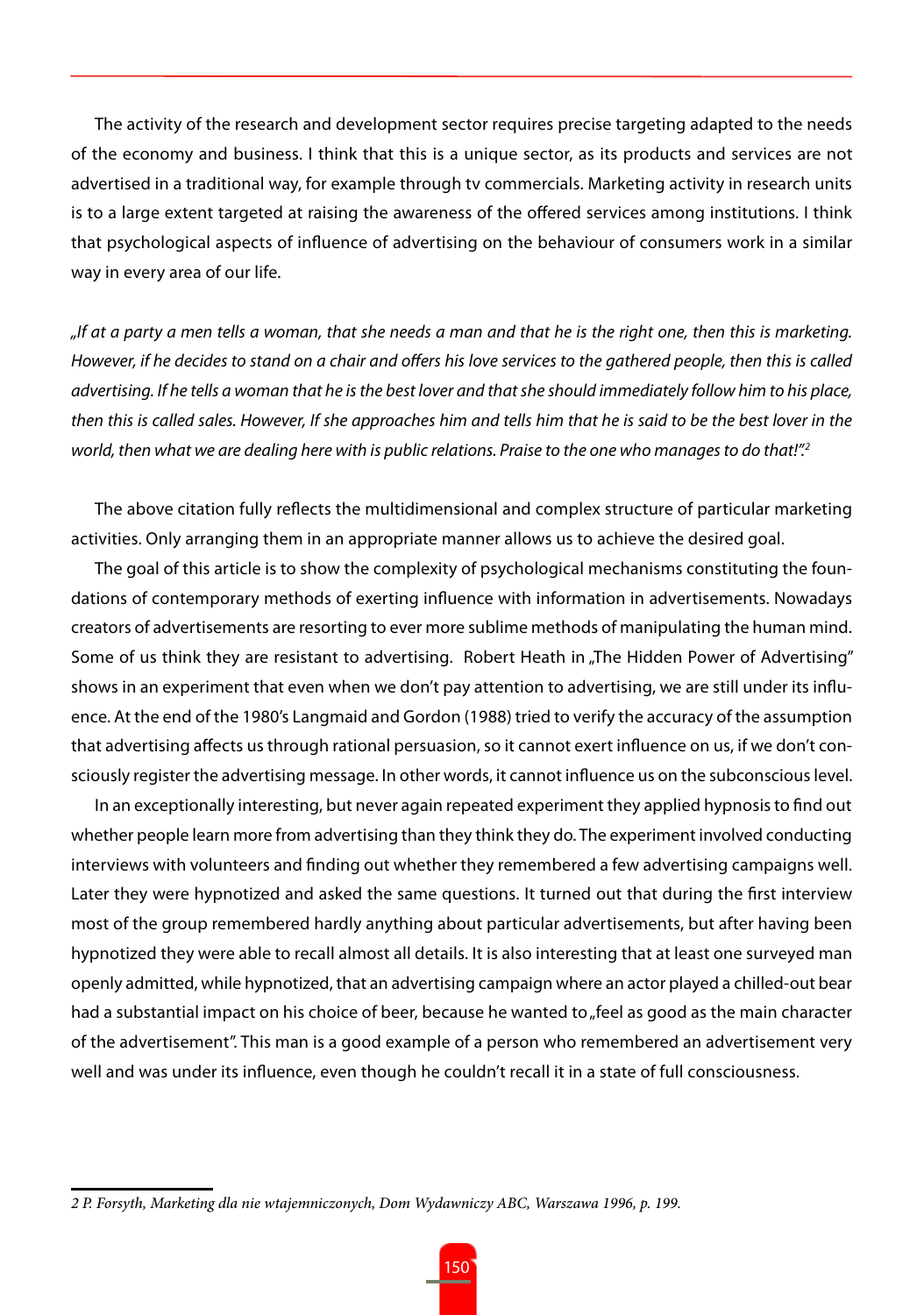The activity of the research and development sector requires precise targeting adapted to the needs of the economy and business. I think that this is a unique sector, as its products and services are not advertised in a traditional way, for example through tv commercials. Marketing activity in research units is to a large extent targeted at raising the awareness of the offered services among institutions. I think that psychological aspects of influence of advertising on the behaviour of consumers work in a similar way in every area of our life.

*„If at a party a men tells a woman, that she needs a man and that he is the right one, then this is marketing. However, if he decides to stand on a chair and offers his love services to the gathered people, then this is called advertising. If he tells a woman that he is the best lover and that she should immediately follow him to his place, then this is called sales. However, If she approaches him and tells him that he is said to be the best lover in the world, then what we are dealing here with is public relations. Praise to the one who manages to do that!".*[2]

The above citation fully reflects the multidimensional and complex structure of particular marketing activities. Only arranging them in an appropriate manner allows us to achieve the desired goal.

The goal of this article is to show the complexity of psychological mechanisms constituting the foundations of contemporary methods of exerting influence with information in advertisements. Nowadays creators of advertisements are resorting to ever more sublime methods of manipulating the human mind. Some of us think they are resistant to advertising. Robert Heath in „The Hidden Power of Advertising" shows in an experiment that even when we don't pay attention to advertising, we are still under its influence. At the end of the 1980's Langmaid and Gordon (1988) tried to verify the accuracy of the assumption that advertising affects us through rational persuasion, so it cannot exert influence on us, if we don't consciously register the advertising message. In other words, it cannot influence us on the subconscious level.

In an exceptionally interesting, but never again repeated experiment they applied hypnosis to find out whether people learn more from advertising than they think they do. The experiment involved conducting interviews with volunteers and finding out whether they remembered a few advertising campaigns well. Later they were hypnotized and asked the same questions. It turned out that during the first interview most of the group remembered hardly anything about particular advertisements, but after having been hypnotized they were able to recall almost all details. It is also interesting that at least one surveyed man openly admitted, while hypnotized, that an advertising campaign where an actor played a chilled-out bear had a substantial impact on his choice of beer, because he wanted to „feel as good as the main character of the advertisement". This man is a good example of a person who remembered an advertisement very well and was under its influence, even though he couldn't recall it in a state of full consciousness.

---

*2 P. Forsyth, Marketing dla nie wtajemniczonych, Dom Wydawniczy ABC, Warszawa 1996, p. 199.*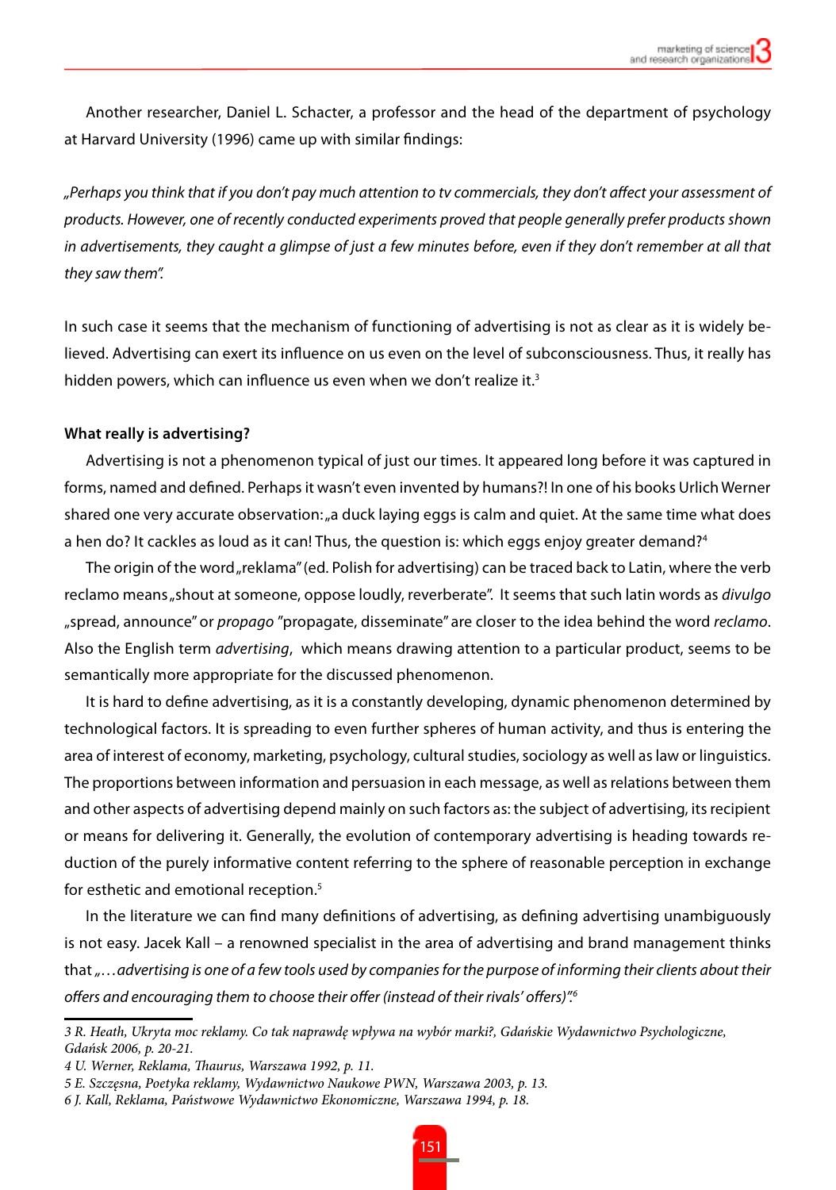Another researcher, Daniel L. Schacter, a professor and the head of the department of psychology at Harvard University (1996) came up with similar findings:

*„Perhaps you think that if you don't pay much attention to tv commercials, they don't affect your assessment of products. However, one of recently conducted experiments proved that people generally prefer products shown in advertisements, they caught a glimpse of just a few minutes before, even if they don't remember at all that they saw them".*

In such case it seems that the mechanism of functioning of advertising is not as clear as it is widely believed. Advertising can exert its influence on us even on the level of subconsciousness. Thus, it really has hidden powers, which can influence us even when we don't realize it.[3]

**What really is advertising?**

Advertising is not a phenomenon typical of just our times. It appeared long before it was captured in forms, named and defined. Perhaps it wasn't even invented by humans?! In one of his books Urlich Werner shared one very accurate observation: „a duck laying eggs is calm and quiet. At the same time what does a hen do? It cackles as loud as it can! Thus, the question is: which eggs enjoy greater demand?[4]

The origin of the word „reklama" (ed. Polish for advertising) can be traced back to Latin, where the verb reclamo means „shout at someone, oppose loudly, reverberate". It seems that such latin words as *divulgo* „spread, announce" or *propago* "propagate, disseminate" are closer to the idea behind the word *reclamo*. Also the English term *advertising*, which means drawing attention to a particular product, seems to be semantically more appropriate for the discussed phenomenon.

It is hard to define advertising, as it is a constantly developing, dynamic phenomenon determined by technological factors. It is spreading to even further spheres of human activity, and thus is entering the area of interest of economy, marketing, psychology, cultural studies, sociology as well as law or linguistics. The proportions between information and persuasion in each message, as well as relations between them and other aspects of advertising depend mainly on such factors as: the subject of advertising, its recipient or means for delivering it. Generally, the evolution of contemporary advertising is heading towards reduction of the purely informative content referring to the sphere of reasonable perception in exchange for esthetic and emotional reception.[5]

In the literature we can find many definitions of advertising, as defining advertising unambiguously is not easy. Jacek Kall – a renowned specialist in the area of advertising and brand management thinks that *„…advertising is one of a few tools used by companies for the purpose of informing their clients about their offers and encouraging them to choose their offer (instead of their rivals' offers)".*[6]

---

3 R. Heath, *Ukryta moc reklamy. Co tak naprawdę wpływa na wybór marki?*, Gdańskie Wydawnictwo Psychologiczne, Gdańsk 2006, p. 20-21.

4 U. Werner, *Reklama*, Thaurus, Warszawa 1992, p. 11.

5 E. Szczęsna, *Poetyka reklamy*, Wydawnictwo Naukowe PWN, Warszawa 2003, p. 13.

6 J. Kall, *Reklama*, Państwowe Wydawnictwo Ekonomiczne, Warszawa 1994, p. 18.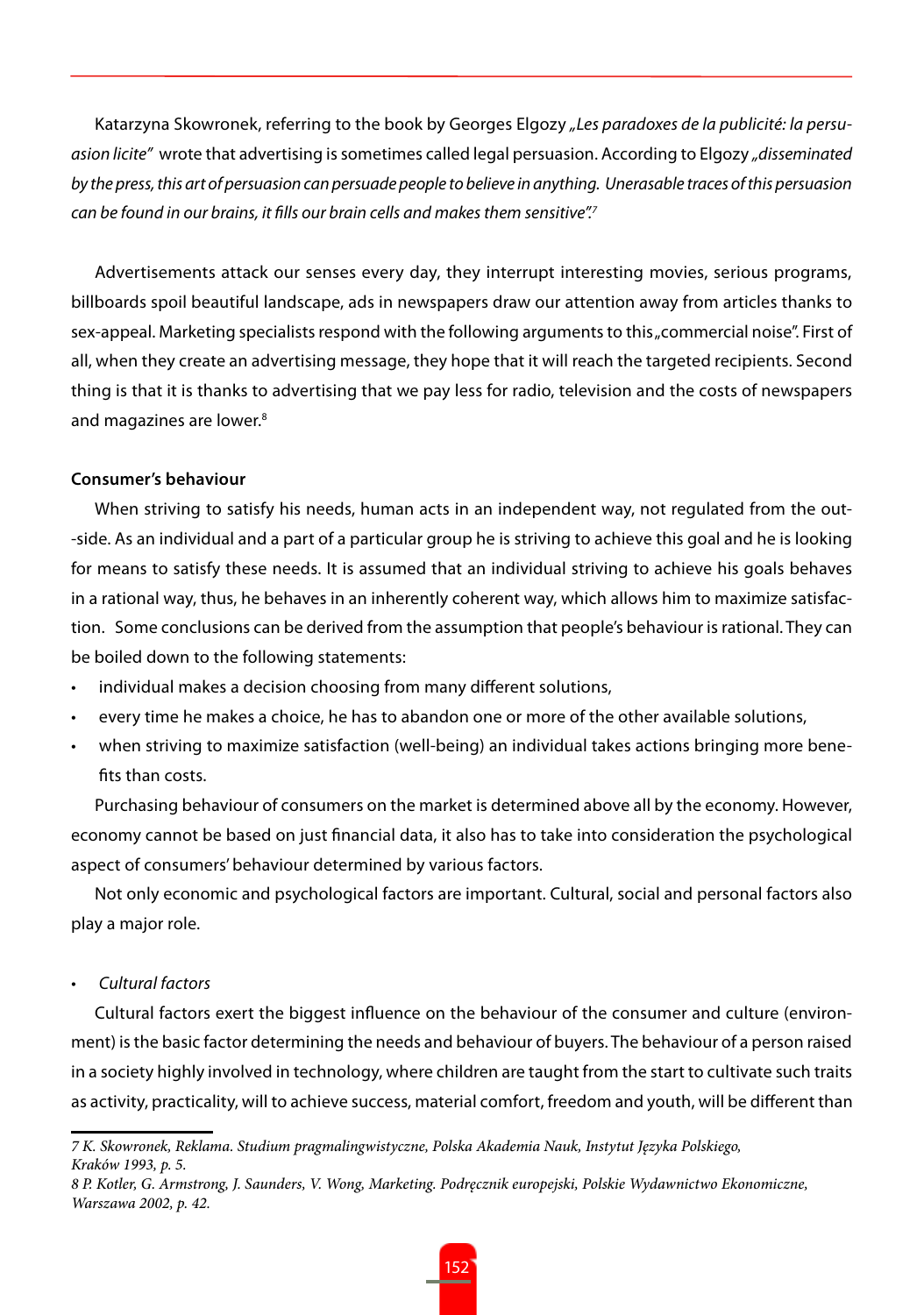Katarzyna Skowronek, referring to the book by Georges Elgozy *„Les paradoxes de la publicité: la persuasion licite"* wrote that advertising is sometimes called legal persuasion. According to Elgozy *„disseminated by the press, this art of persuasion can persuade people to believe in anything. Unerasable traces of this persuasion can be found in our brains, it fills our brain cells and makes them sensitive".*[7]

Advertisements attack our senses every day, they interrupt interesting movies, serious programs, billboards spoil beautiful landscape, ads in newspapers draw our attention away from articles thanks to sex-appeal. Marketing specialists respond with the following arguments to this „commercial noise". First of all, when they create an advertising message, they hope that it will reach the targeted recipients. Second thing is that it is thanks to advertising that we pay less for radio, television and the costs of newspapers and magazines are lower.[8]

**Consumer's behaviour**

When striving to satisfy his needs, human acts in an independent way, not regulated from the out-side. As an individual and a part of a particular group he is striving to achieve this goal and he is looking for means to satisfy these needs. It is assumed that an individual striving to achieve his goals behaves in a rational way, thus, he behaves in an inherently coherent way, which allows him to maximize satisfaction. Some conclusions can be derived from the assumption that people's behaviour is rational. They can be boiled down to the following statements:

- individual makes a decision choosing from many different solutions,
- every time he makes a choice, he has to abandon one or more of the other available solutions,
- when striving to maximize satisfaction (well-being) an individual takes actions bringing more benefits than costs.

Purchasing behaviour of consumers on the market is determined above all by the economy. However, economy cannot be based on just financial data, it also has to take into consideration the psychological aspect of consumers' behaviour determined by various factors.

Not only economic and psychological factors are important. Cultural, social and personal factors also play a major role.

- *Cultural factors*

Cultural factors exert the biggest influence on the behaviour of the consumer and culture (environment) is the basic factor determining the needs and behaviour of buyers. The behaviour of a person raised in a society highly involved in technology, where children are taught from the start to cultivate such traits as activity, practicality, will to achieve success, material comfort, freedom and youth, will be different than

---

*7 K. Skowronek, Reklama. Studium pragmalingwistyczne, Polska Akademia Nauk, Instytut Języka Polskiego, Kraków 1993, p. 5.*

*8 P. Kotler, G. Armstrong, J. Saunders, V. Wong, Marketing. Podręcznik europejski, Polskie Wydawnictwo Ekonomiczne, Warszawa 2002, p. 42.*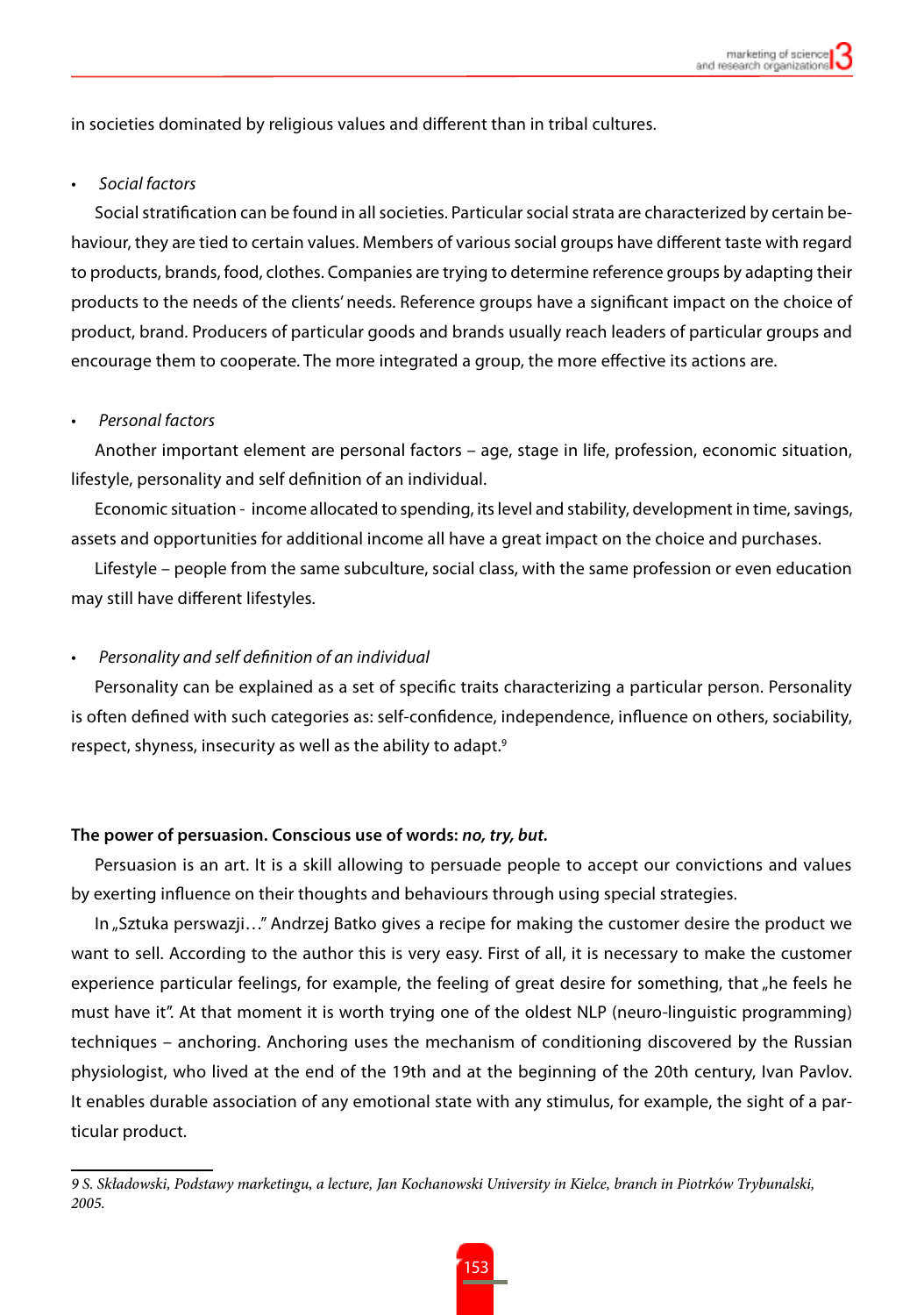in societies dominated by religious values and different than in tribal cultures.

- *Social factors*

Social stratification can be found in all societies. Particular social strata are characterized by certain behaviour, they are tied to certain values. Members of various social groups have different taste with regard to products, brands, food, clothes. Companies are trying to determine reference groups by adapting their products to the needs of the clients' needs. Reference groups have a significant impact on the choice of product, brand. Producers of particular goods and brands usually reach leaders of particular groups and encourage them to cooperate. The more integrated a group, the more effective its actions are.

- *Personal factors*

Another important element are personal factors – age, stage in life, profession, economic situation, lifestyle, personality and self definition of an individual.

Economic situation - income allocated to spending, its level and stability, development in time, savings, assets and opportunities for additional income all have a great impact on the choice and purchases.

Lifestyle – people from the same subculture, social class, with the same profession or even education may still have different lifestyles.

- *Personality and self definition of an individual*

Personality can be explained as a set of specific traits characterizing a particular person. Personality is often defined with such categories as: self-confidence, independence, influence on others, sociability, respect, shyness, insecurity as well as the ability to adapt.[9]

**The power of persuasion. Conscious use of words: *no, try, but.***

Persuasion is an art. It is a skill allowing to persuade people to accept our convictions and values by exerting influence on their thoughts and behaviours through using special strategies.

In „Sztuka perswazji…" Andrzej Batko gives a recipe for making the customer desire the product we want to sell. According to the author this is very easy. First of all, it is necessary to make the customer experience particular feelings, for example, the feeling of great desire for something, that „he feels he must have it". At that moment it is worth trying one of the oldest NLP (neuro-linguistic programming) techniques – anchoring. Anchoring uses the mechanism of conditioning discovered by the Russian physiologist, who lived at the end of the 19th and at the beginning of the 20th century, Ivan Pavlov. It enables durable association of any emotional state with any stimulus, for example, the sight of a particular product.

---

*9 S. Składowski, Podstawy marketingu, a lecture, Jan Kochanowski University in Kielce, branch in Piotrków Trybunalski, 2005.*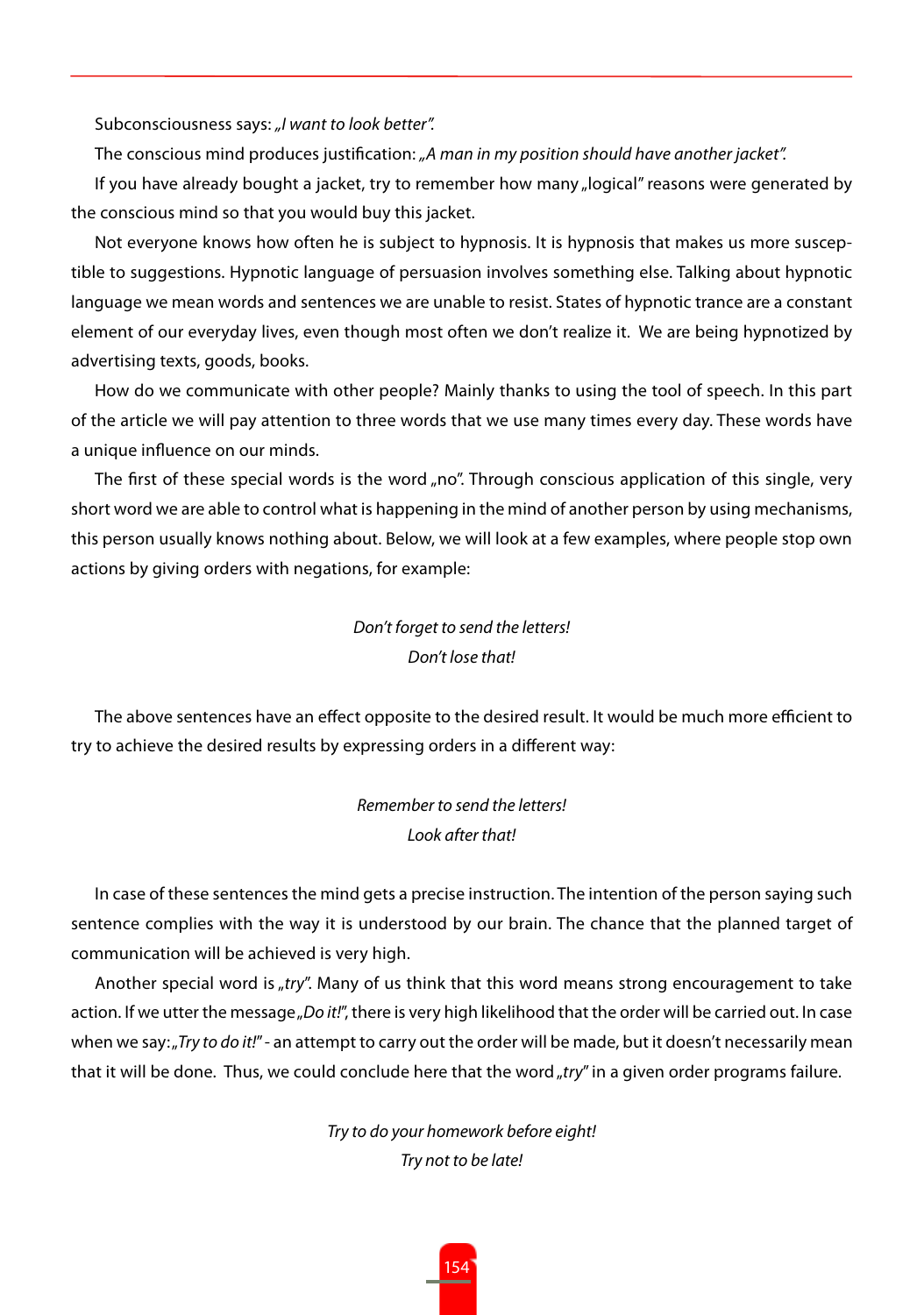Subconsciousness says: *„I want to look better".*

The conscious mind produces justification: *„A man in my position should have another jacket".*

If you have already bought a jacket, try to remember how many „logical" reasons were generated by the conscious mind so that you would buy this jacket.

Not everyone knows how often he is subject to hypnosis. It is hypnosis that makes us more susceptible to suggestions. Hypnotic language of persuasion involves something else. Talking about hypnotic language we mean words and sentences we are unable to resist. States of hypnotic trance are a constant element of our everyday lives, even though most often we don't realize it. We are being hypnotized by advertising texts, goods, books.

How do we communicate with other people? Mainly thanks to using the tool of speech. In this part of the article we will pay attention to three words that we use many times every day. These words have a unique influence on our minds.

The first of these special words is the word „no". Through conscious application of this single, very short word we are able to control what is happening in the mind of another person by using mechanisms, this person usually knows nothing about. Below, we will look at a few examples, where people stop own actions by giving orders with negations, for example:

*Don't forget to send the letters!*
*Don't lose that!*

The above sentences have an effect opposite to the desired result. It would be much more efficient to try to achieve the desired results by expressing orders in a different way:

*Remember to send the letters!*
*Look after that!*

In case of these sentences the mind gets a precise instruction. The intention of the person saying such sentence complies with the way it is understood by our brain. The chance that the planned target of communication will be achieved is very high.

Another special word is *„try".* Many of us think that this word means strong encouragement to take action. If we utter the message *„Do it!"*, there is very high likelihood that the order will be carried out. In case when we say: *„Try to do it!"* - an attempt to carry out the order will be made, but it doesn't necessarily mean that it will be done. Thus, we could conclude here that the word *„try"* in a given order programs failure.

*Try to do your homework before eight!*
*Try not to be late!*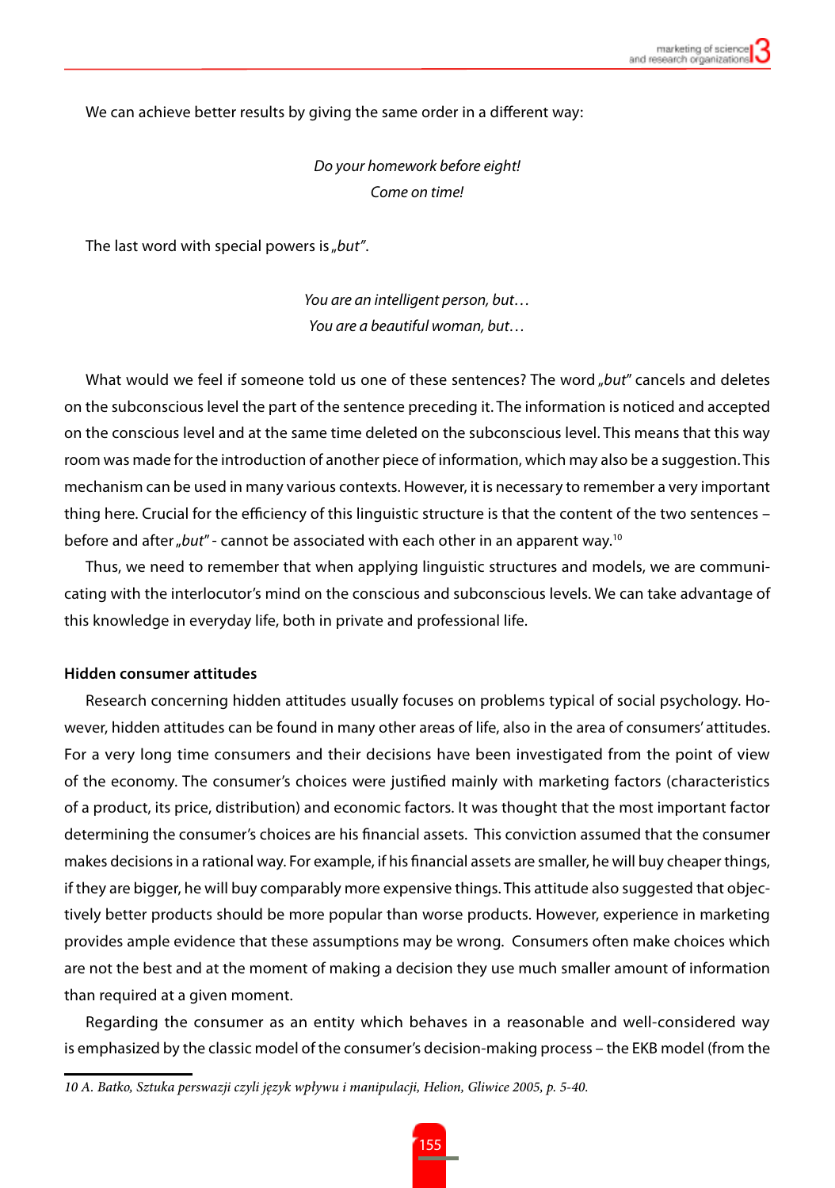We can achieve better results by giving the same order in a different way:

*Do your homework before eight!*
*Come on time!*

The last word with special powers is „*but*".

*You are an intelligent person, but…*
*You are a beautiful woman, but…*

What would we feel if someone told us one of these sentences? The word „*but*" cancels and deletes on the subconscious level the part of the sentence preceding it. The information is noticed and accepted on the conscious level and at the same time deleted on the subconscious level. This means that this way room was made for the introduction of another piece of information, which may also be a suggestion. This mechanism can be used in many various contexts. However, it is necessary to remember a very important thing here. Crucial for the efficiency of this linguistic structure is that the content of the two sentences – before and after „*but*" - cannot be associated with each other in an apparent way.[10]

Thus, we need to remember that when applying linguistic structures and models, we are communicating with the interlocutor's mind on the conscious and subconscious levels. We can take advantage of this knowledge in everyday life, both in private and professional life.

**Hidden consumer attitudes**

Research concerning hidden attitudes usually focuses on problems typical of social psychology. However, hidden attitudes can be found in many other areas of life, also in the area of consumers' attitudes. For a very long time consumers and their decisions have been investigated from the point of view of the economy. The consumer's choices were justified mainly with marketing factors (characteristics of a product, its price, distribution) and economic factors. It was thought that the most important factor determining the consumer's choices are his financial assets. This conviction assumed that the consumer makes decisions in a rational way. For example, if his financial assets are smaller, he will buy cheaper things, if they are bigger, he will buy comparably more expensive things. This attitude also suggested that objectively better products should be more popular than worse products. However, experience in marketing provides ample evidence that these assumptions may be wrong. Consumers often make choices which are not the best and at the moment of making a decision they use much smaller amount of information than required at a given moment.

Regarding the consumer as an entity which behaves in a reasonable and well-considered way is emphasized by the classic model of the consumer's decision-making process – the EKB model (from the

*10 A. Batko, Sztuka perswazji czyli język wpływu i manipulacji, Helion, Gliwice 2005, p. 5-40.*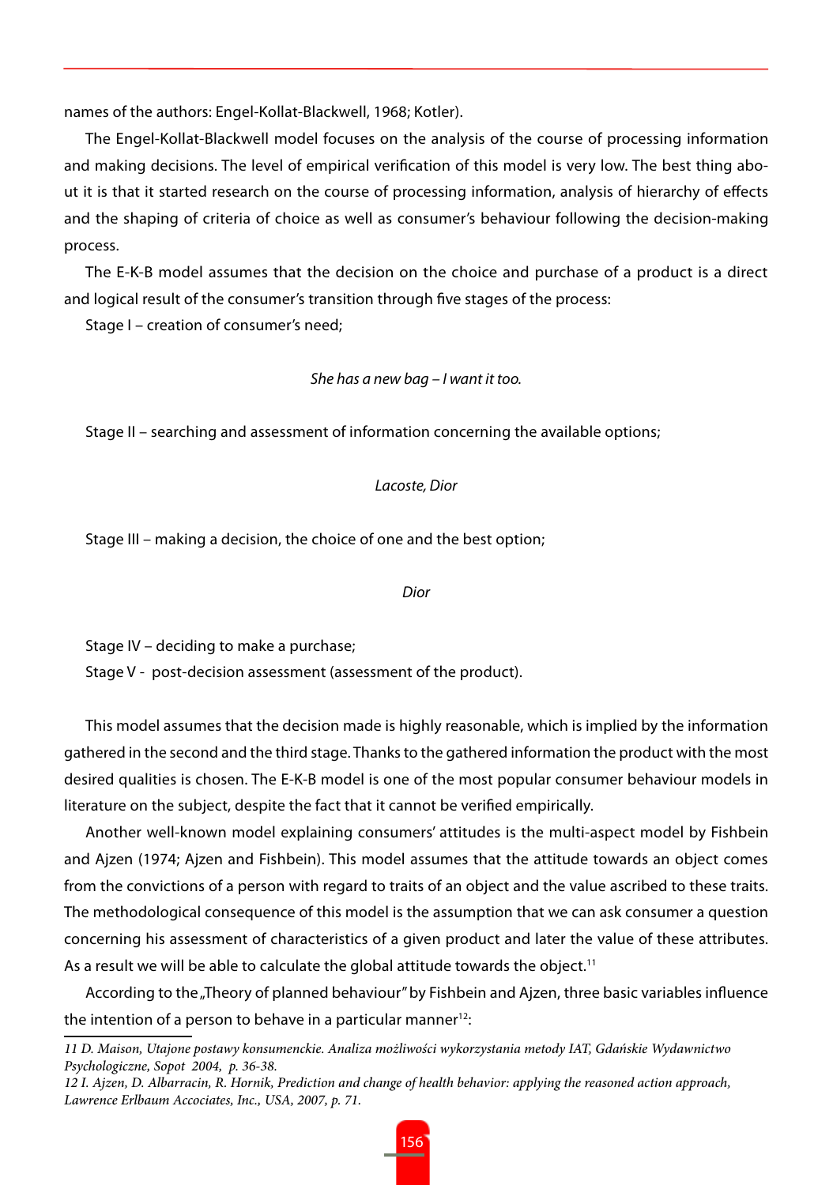names of the authors: Engel-Kollat-Blackwell, 1968; Kotler).

The Engel-Kollat-Blackwell model focuses on the analysis of the course of processing information and making decisions. The level of empirical verification of this model is very low. The best thing about it is that it started research on the course of processing information, analysis of hierarchy of effects and the shaping of criteria of choice as well as consumer's behaviour following the decision-making process.

The E-K-B model assumes that the decision on the choice and purchase of a product is a direct and logical result of the consumer's transition through five stages of the process:

Stage I – creation of consumer's need;

*She has a new bag – I want it too.*

Stage II – searching and assessment of information concerning the available options;

*Lacoste, Dior*

Stage III – making a decision, the choice of one and the best option;

*Dior*

Stage IV – deciding to make a purchase;

Stage V - post-decision assessment (assessment of the product).

This model assumes that the decision made is highly reasonable, which is implied by the information gathered in the second and the third stage. Thanks to the gathered information the product with the most desired qualities is chosen. The E-K-B model is one of the most popular consumer behaviour models in literature on the subject, despite the fact that it cannot be verified empirically.

Another well-known model explaining consumers' attitudes is the multi-aspect model by Fishbein and Ajzen (1974; Ajzen and Fishbein). This model assumes that the attitude towards an object comes from the convictions of a person with regard to traits of an object and the value ascribed to these traits. The methodological consequence of this model is the assumption that we can ask consumer a question concerning his assessment of characteristics of a given product and later the value of these attributes. As a result we will be able to calculate the global attitude towards the object.[11]

According to the „Theory of planned behaviour" by Fishbein and Ajzen, three basic variables influence the intention of a person to behave in a particular manner[12]:

---

*11 D. Maison, Utajone postawy konsumenckie. Analiza możliwości wykorzystania metody IAT, Gdańskie Wydawnictwo Psychologiczne, Sopot 2004, p. 36-38.*

*12 I. Ajzen, D. Albarracin, R. Hornik, Prediction and change of health behavior: applying the reasoned action approach, Lawrence Erlbaum Accociates, Inc., USA, 2007, p. 71.*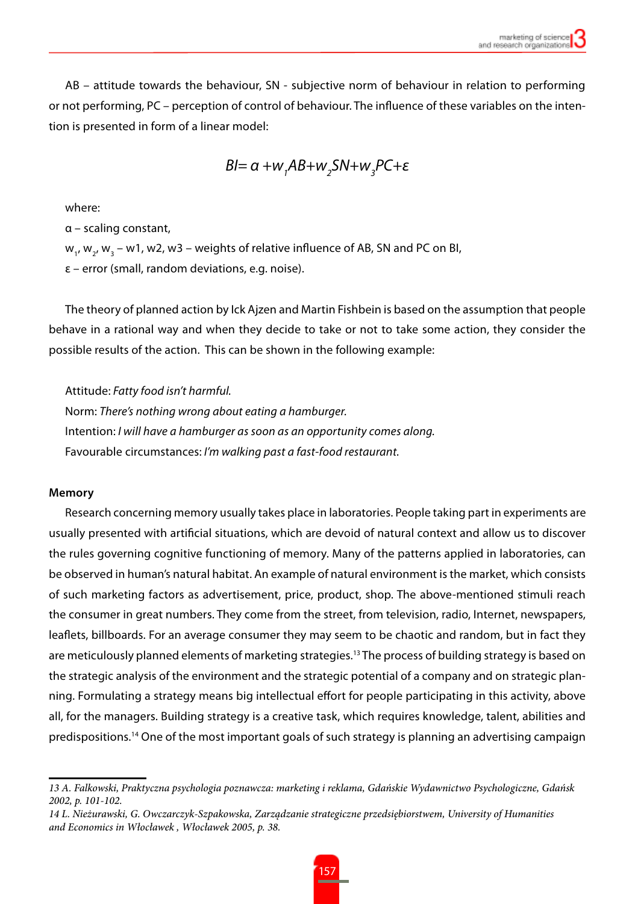AB – attitude towards the behaviour, SN - subjective norm of behaviour in relation to performing or not performing, PC – perception of control of behaviour. The influence of these variables on the intention is presented in form of a linear model:

$$BI = \alpha + w_1 AB + w_2 SN + w_3 PC + \varepsilon$$

where:

α – scaling constant,

$w_1$, $w_2$, $w_3$ – w1, w2, w3 – weights of relative influence of AB, SN and PC on BI,

ε – error (small, random deviations, e.g. noise).

The theory of planned action by Ick Ajzen and Martin Fishbein is based on the assumption that people behave in a rational way and when they decide to take or not to take some action, they consider the possible results of the action. This can be shown in the following example:

Attitude: *Fatty food isn't harmful.*

Norm: *There's nothing wrong about eating a hamburger.*

Intention: *I will have a hamburger as soon as an opportunity comes along.*

Favourable circumstances: *I'm walking past a fast-food restaurant.*

**Memory**

Research concerning memory usually takes place in laboratories. People taking part in experiments are usually presented with artificial situations, which are devoid of natural context and allow us to discover the rules governing cognitive functioning of memory. Many of the patterns applied in laboratories, can be observed in human's natural habitat. An example of natural environment is the market, which consists of such marketing factors as advertisement, price, product, shop. The above-mentioned stimuli reach the consumer in great numbers. They come from the street, from television, radio, Internet, newspapers, leaflets, billboards. For an average consumer they may seem to be chaotic and random, but in fact they are meticulously planned elements of marketing strategies.[13] The process of building strategy is based on the strategic analysis of the environment and the strategic potential of a company and on strategic planning. Formulating a strategy means big intellectual effort for people participating in this activity, above all, for the managers. Building strategy is a creative task, which requires knowledge, talent, abilities and predispositions.[14] One of the most important goals of such strategy is planning an advertising campaign

---

*13 A. Falkowski, Praktyczna psychologia poznawcza: marketing i reklama, Gdańskie Wydawnictwo Psychologiczne, Gdańsk 2002, p. 101-102.*

*14 L. Nieżurawski, G. Owczarczyk-Szpakowska, Zarządzanie strategiczne przedsiębiorstwem, University of Humanities and Economics in Włocławek , Włocławek 2005, p. 38.*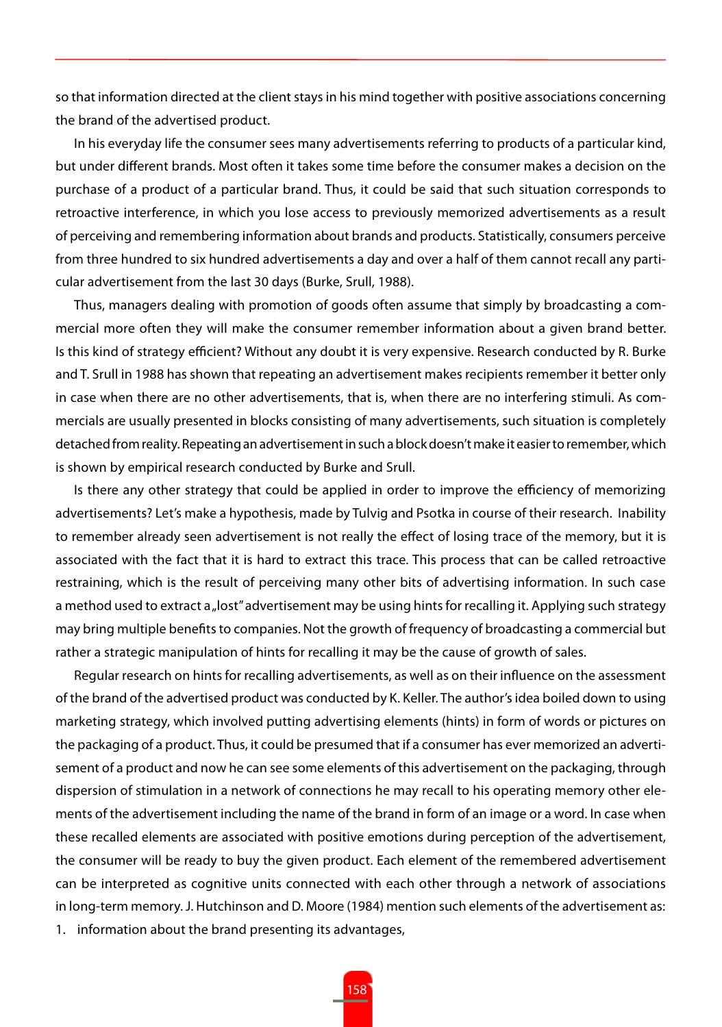so that information directed at the client stays in his mind together with positive associations concerning the brand of the advertised product.

In his everyday life the consumer sees many advertisements referring to products of a particular kind, but under different brands. Most often it takes some time before the consumer makes a decision on the purchase of a product of a particular brand. Thus, it could be said that such situation corresponds to retroactive interference, in which you lose access to previously memorized advertisements as a result of perceiving and remembering information about brands and products. Statistically, consumers perceive from three hundred to six hundred advertisements a day and over a half of them cannot recall any particular advertisement from the last 30 days (Burke, Srull, 1988).

Thus, managers dealing with promotion of goods often assume that simply by broadcasting a commercial more often they will make the consumer remember information about a given brand better. Is this kind of strategy efficient? Without any doubt it is very expensive. Research conducted by R. Burke and T. Srull in 1988 has shown that repeating an advertisement makes recipients remember it better only in case when there are no other advertisements, that is, when there are no interfering stimuli. As commercials are usually presented in blocks consisting of many advertisements, such situation is completely detached from reality. Repeating an advertisement in such a block doesn't make it easier to remember, which is shown by empirical research conducted by Burke and Srull.

Is there any other strategy that could be applied in order to improve the efficiency of memorizing advertisements? Let's make a hypothesis, made by Tulvig and Psotka in course of their research. Inability to remember already seen advertisement is not really the effect of losing trace of the memory, but it is associated with the fact that it is hard to extract this trace. This process that can be called retroactive restraining, which is the result of perceiving many other bits of advertising information. In such case a method used to extract a „lost" advertisement may be using hints for recalling it. Applying such strategy may bring multiple benefits to companies. Not the growth of frequency of broadcasting a commercial but rather a strategic manipulation of hints for recalling it may be the cause of growth of sales.

Regular research on hints for recalling advertisements, as well as on their influence on the assessment of the brand of the advertised product was conducted by K. Keller. The author's idea boiled down to using marketing strategy, which involved putting advertising elements (hints) in form of words or pictures on the packaging of a product. Thus, it could be presumed that if a consumer has ever memorized an advertisement of a product and now he can see some elements of this advertisement on the packaging, through dispersion of stimulation in a network of connections he may recall to his operating memory other elements of the advertisement including the name of the brand in form of an image or a word. In case when these recalled elements are associated with positive emotions during perception of the advertisement, the consumer will be ready to buy the given product. Each element of the remembered advertisement can be interpreted as cognitive units connected with each other through a network of associations in long-term memory. J. Hutchinson and D. Moore (1984) mention such elements of the advertisement as:

1. information about the brand presenting its advantages,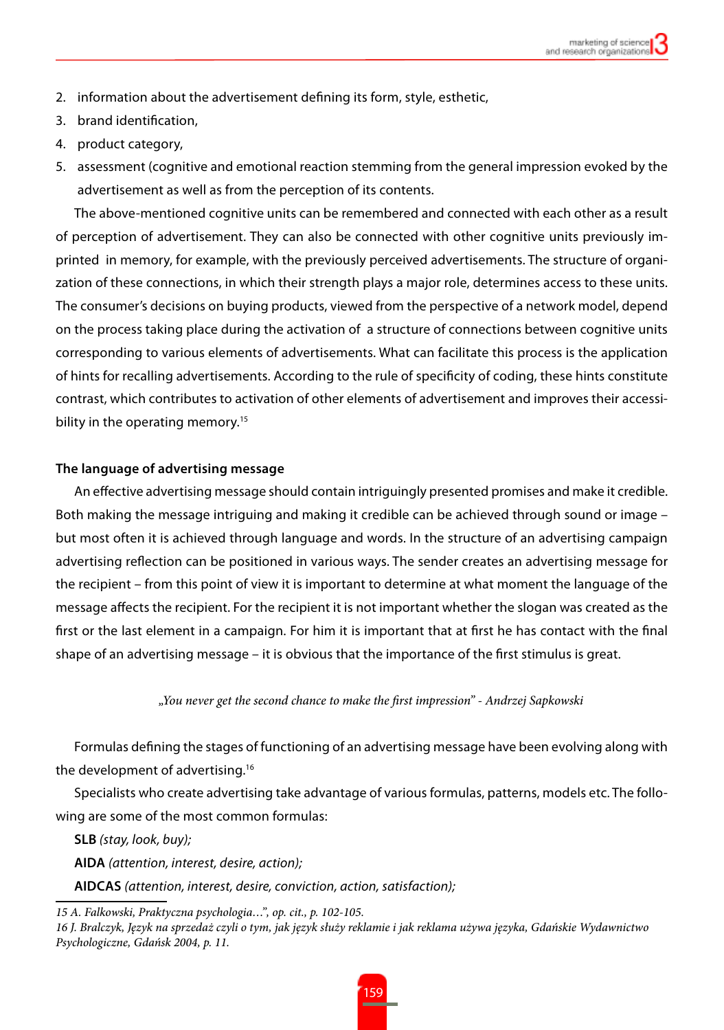2. information about the advertisement defining its form, style, esthetic,
3. brand identification,
4. product category,
5. assessment (cognitive and emotional reaction stemming from the general impression evoked by the advertisement as well as from the perception of its contents.

The above-mentioned cognitive units can be remembered and connected with each other as a result of perception of advertisement. They can also be connected with other cognitive units previously imprinted in memory, for example, with the previously perceived advertisements. The structure of organization of these connections, in which their strength plays a major role, determines access to these units. The consumer's decisions on buying products, viewed from the perspective of a network model, depend on the process taking place during the activation of a structure of connections between cognitive units corresponding to various elements of advertisements. What can facilitate this process is the application of hints for recalling advertisements. According to the rule of specificity of coding, these hints constitute contrast, which contributes to activation of other elements of advertisement and improves their accessibility in the operating memory.[15]

### The language of advertising message

An effective advertising message should contain intriguingly presented promises and make it credible. Both making the message intriguing and making it credible can be achieved through sound or image – but most often it is achieved through language and words. In the structure of an advertising campaign advertising reflection can be positioned in various ways. The sender creates an advertising message for the recipient – from this point of view it is important to determine at what moment the language of the message affects the recipient. For the recipient it is not important whether the slogan was created as the first or the last element in a campaign. For him it is important that at first he has contact with the final shape of an advertising message – it is obvious that the importance of the first stimulus is great.

*„You never get the second chance to make the first impression" - Andrzej Sapkowski*

Formulas defining the stages of functioning of an advertising message have been evolving along with the development of advertising.[16]

Specialists who create advertising take advantage of various formulas, patterns, models etc. The following are some of the most common formulas:

**SLB** *(stay, look, buy);*

**AIDA** *(attention, interest, desire, action);*

**AIDCAS** *(attention, interest, desire, conviction, action, satisfaction);*

---

*15 A. Falkowski, Praktyczna psychologia…", op. cit., p. 102-105.*

*16 J. Bralczyk, Język na sprzedaż czyli o tym, jak język służy reklamie i jak reklama używa języka, Gdańskie Wydawnictwo Psychologiczne, Gdańsk 2004, p. 11.*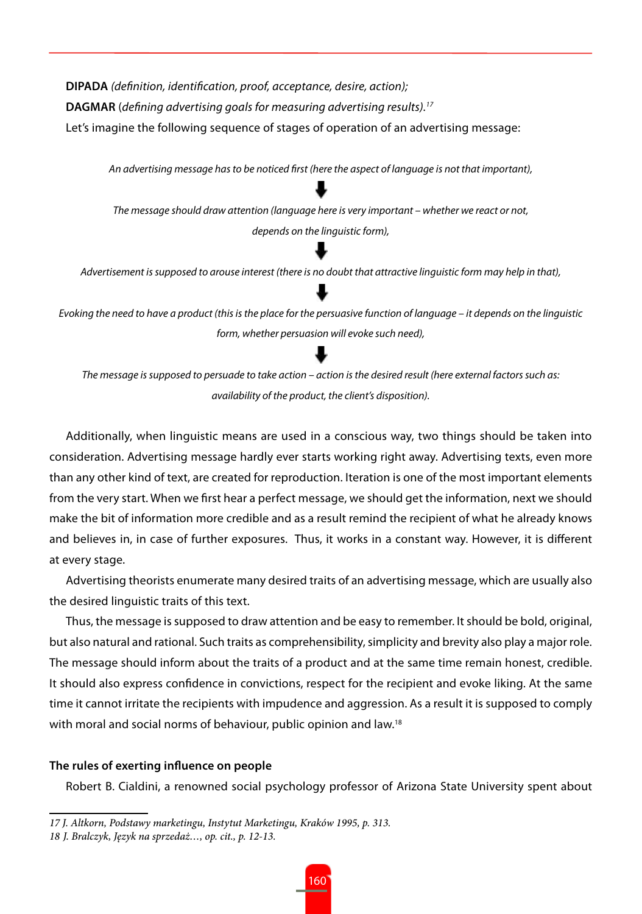**DIPADA** *(definition, identification, proof, acceptance, desire, action);*

**DAGMAR** (*defining advertising goals for measuring advertising results).*[17]

Let's imagine the following sequence of stages of operation of an advertising message:

*An advertising message has to be noticed first (here the aspect of language is not that important),*

⬇

*The message should draw attention (language here is very important – whether we react or not, depends on the linguistic form),*

⬇

*Advertisement is supposed to arouse interest (there is no doubt that attractive linguistic form may help in that),*

⬇

*Evoking the need to have a product (this is the place for the persuasive function of language – it depends on the linguistic form, whether persuasion will evoke such need),*

⬇

*The message is supposed to persuade to take action – action is the desired result (here external factors such as: availability of the product, the client's disposition).*

Additionally, when linguistic means are used in a conscious way, two things should be taken into consideration. Advertising message hardly ever starts working right away. Advertising texts, even more than any other kind of text, are created for reproduction. Iteration is one of the most important elements from the very start. When we first hear a perfect message, we should get the information, next we should make the bit of information more credible and as a result remind the recipient of what he already knows and believes in, in case of further exposures. Thus, it works in a constant way. However, it is different at every stage.

Advertising theorists enumerate many desired traits of an advertising message, which are usually also the desired linguistic traits of this text.

Thus, the message is supposed to draw attention and be easy to remember. It should be bold, original, but also natural and rational. Such traits as comprehensibility, simplicity and brevity also play a major role. The message should inform about the traits of a product and at the same time remain honest, credible. It should also express confidence in convictions, respect for the recipient and evoke liking. At the same time it cannot irritate the recipients with impudence and aggression. As a result it is supposed to comply with moral and social norms of behaviour, public opinion and law.[18]

**The rules of exerting influence on people**

Robert B. Cialdini, a renowned social psychology professor of Arizona State University spent about

---

17 *J. Altkorn, Podstawy marketingu, Instytut Marketingu, Kraków 1995, p. 313.*

18 *J. Bralczyk, Język na sprzedaż…, op. cit., p. 12-13.*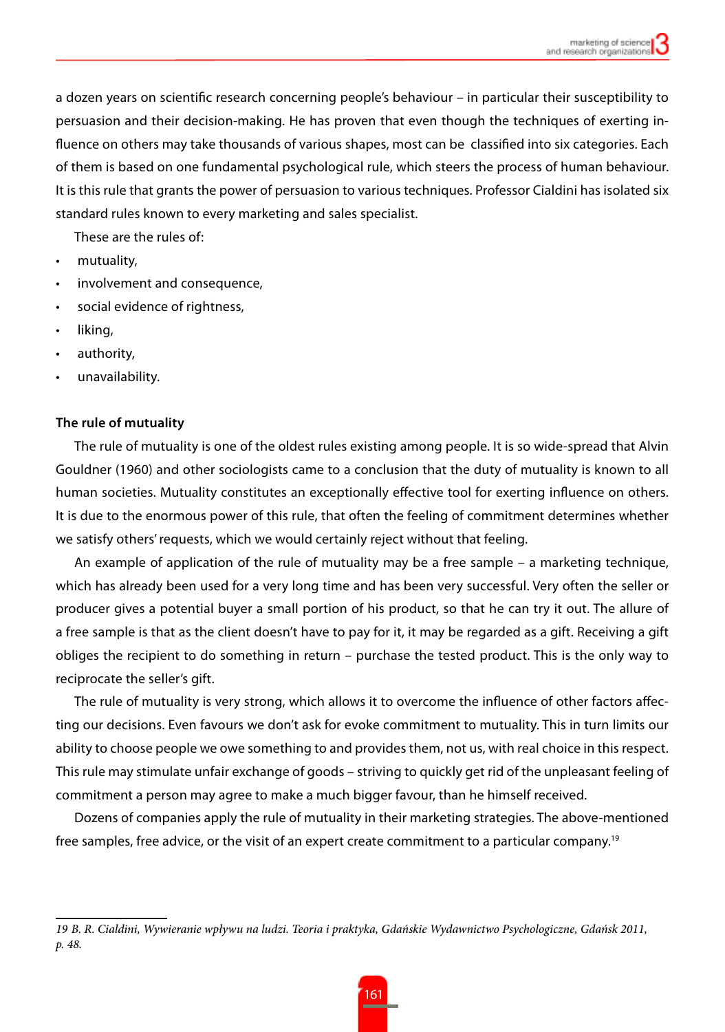a dozen years on scientific research concerning people's behaviour – in particular their susceptibility to persuasion and their decision-making. He has proven that even though the techniques of exerting influence on others may take thousands of various shapes, most can be classified into six categories. Each of them is based on one fundamental psychological rule, which steers the process of human behaviour. It is this rule that grants the power of persuasion to various techniques. Professor Cialdini has isolated six standard rules known to every marketing and sales specialist.

These are the rules of:

- mutuality,
- involvement and consequence,
- social evidence of rightness,
- liking,
- authority,
- unavailability.

**The rule of mutuality**

The rule of mutuality is one of the oldest rules existing among people. It is so wide-spread that Alvin Gouldner (1960) and other sociologists came to a conclusion that the duty of mutuality is known to all human societies. Mutuality constitutes an exceptionally effective tool for exerting influence on others. It is due to the enormous power of this rule, that often the feeling of commitment determines whether we satisfy others' requests, which we would certainly reject without that feeling.

An example of application of the rule of mutuality may be a free sample – a marketing technique, which has already been used for a very long time and has been very successful. Very often the seller or producer gives a potential buyer a small portion of his product, so that he can try it out. The allure of a free sample is that as the client doesn't have to pay for it, it may be regarded as a gift. Receiving a gift obliges the recipient to do something in return – purchase the tested product. This is the only way to reciprocate the seller's gift.

The rule of mutuality is very strong, which allows it to overcome the influence of other factors affecting our decisions. Even favours we don't ask for evoke commitment to mutuality. This in turn limits our ability to choose people we owe something to and provides them, not us, with real choice in this respect. This rule may stimulate unfair exchange of goods – striving to quickly get rid of the unpleasant feeling of commitment a person may agree to make a much bigger favour, than he himself received.

Dozens of companies apply the rule of mutuality in their marketing strategies. The above-mentioned free samples, free advice, or the visit of an expert create commitment to a particular company.[19]

*19 B. R. Cialdini, Wywieranie wpływu na ludzi. Teoria i praktyka, Gdańskie Wydawnictwo Psychologiczne, Gdańsk 2011, p. 48.*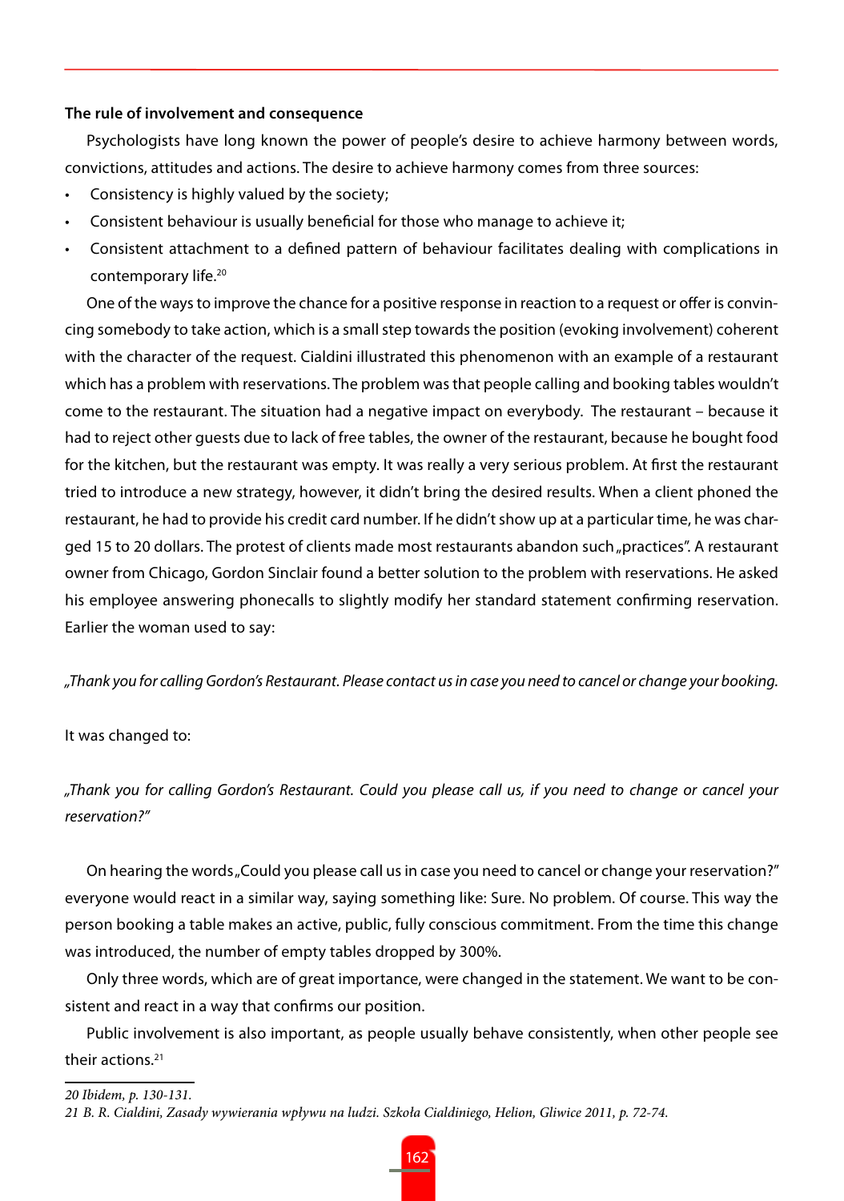**The rule of involvement and consequence**

Psychologists have long known the power of people's desire to achieve harmony between words, convictions, attitudes and actions. The desire to achieve harmony comes from three sources:

- Consistency is highly valued by the society;
- Consistent behaviour is usually beneficial for those who manage to achieve it;
- Consistent attachment to a defined pattern of behaviour facilitates dealing with complications in contemporary life.[20]

One of the ways to improve the chance for a positive response in reaction to a request or offer is convincing somebody to take action, which is a small step towards the position (evoking involvement) coherent with the character of the request. Cialdini illustrated this phenomenon with an example of a restaurant which has a problem with reservations. The problem was that people calling and booking tables wouldn't come to the restaurant. The situation had a negative impact on everybody. The restaurant – because it had to reject other guests due to lack of free tables, the owner of the restaurant, because he bought food for the kitchen, but the restaurant was empty. It was really a very serious problem. At first the restaurant tried to introduce a new strategy, however, it didn't bring the desired results. When a client phoned the restaurant, he had to provide his credit card number. If he didn't show up at a particular time, he was charged 15 to 20 dollars. The protest of clients made most restaurants abandon such „practices". A restaurant owner from Chicago, Gordon Sinclair found a better solution to the problem with reservations. He asked his employee answering phonecalls to slightly modify her standard statement confirming reservation. Earlier the woman used to say:

*„Thank you for calling Gordon's Restaurant. Please contact us in case you need to cancel or change your booking.*

It was changed to:

*„Thank you for calling Gordon's Restaurant. Could you please call us, if you need to change or cancel your reservation?"*

On hearing the words „Could you please call us in case you need to cancel or change your reservation?" everyone would react in a similar way, saying something like: Sure. No problem. Of course. This way the person booking a table makes an active, public, fully conscious commitment. From the time this change was introduced, the number of empty tables dropped by 300%.

Only three words, which are of great importance, were changed in the statement. We want to be consistent and react in a way that confirms our position.

Public involvement is also important, as people usually behave consistently, when other people see their actions.[21]

---

*20 Ibidem, p. 130-131.*

*21 B. R. Cialdini, Zasady wywierania wpływu na ludzi. Szkoła Cialdiniego, Helion, Gliwice 2011, p. 72-74.*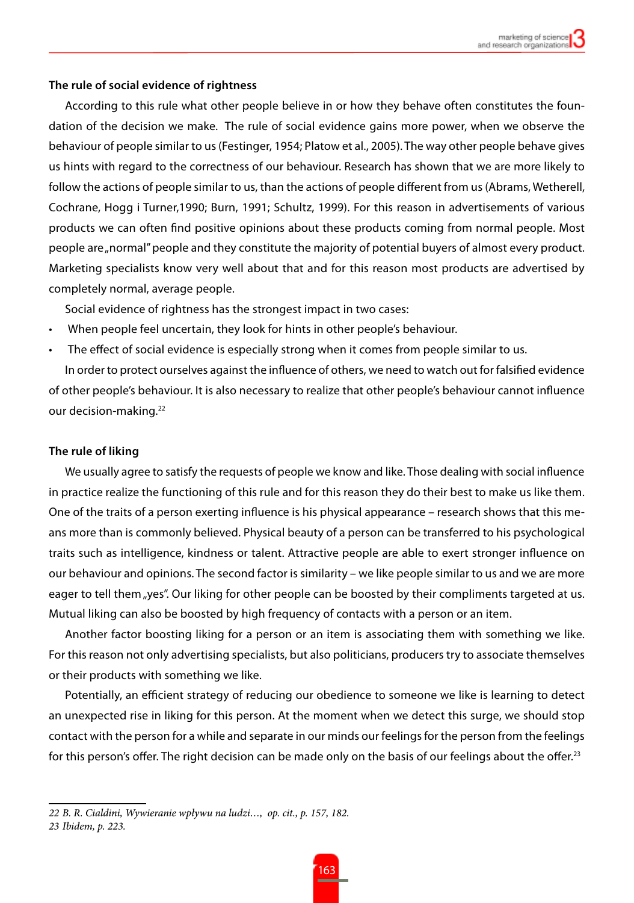### The rule of social evidence of rightness

According to this rule what other people believe in or how they behave often constitutes the foundation of the decision we make. The rule of social evidence gains more power, when we observe the behaviour of people similar to us (Festinger, 1954; Platow et al., 2005). The way other people behave gives us hints with regard to the correctness of our behaviour. Research has shown that we are more likely to follow the actions of people similar to us, than the actions of people different from us (Abrams, Wetherell, Cochrane, Hogg i Turner,1990; Burn, 1991; Schultz, 1999). For this reason in advertisements of various products we can often find positive opinions about these products coming from normal people. Most people are „normal" people and they constitute the majority of potential buyers of almost every product. Marketing specialists know very well about that and for this reason most products are advertised by completely normal, average people.

Social evidence of rightness has the strongest impact in two cases:

- When people feel uncertain, they look for hints in other people's behaviour.
- The effect of social evidence is especially strong when it comes from people similar to us.

In order to protect ourselves against the influence of others, we need to watch out for falsified evidence of other people's behaviour. It is also necessary to realize that other people's behaviour cannot influence our decision-making.[22]

### The rule of liking

We usually agree to satisfy the requests of people we know and like. Those dealing with social influence in practice realize the functioning of this rule and for this reason they do their best to make us like them. One of the traits of a person exerting influence is his physical appearance – research shows that this means more than is commonly believed. Physical beauty of a person can be transferred to his psychological traits such as intelligence, kindness or talent. Attractive people are able to exert stronger influence on our behaviour and opinions. The second factor is similarity – we like people similar to us and we are more eager to tell them „yes". Our liking for other people can be boosted by their compliments targeted at us. Mutual liking can also be boosted by high frequency of contacts with a person or an item.

Another factor boosting liking for a person or an item is associating them with something we like. For this reason not only advertising specialists, but also politicians, producers try to associate themselves or their products with something we like.

Potentially, an efficient strategy of reducing our obedience to someone we like is learning to detect an unexpected rise in liking for this person. At the moment when we detect this surge, we should stop contact with the person for a while and separate in our minds our feelings for the person from the feelings for this person's offer. The right decision can be made only on the basis of our feelings about the offer.[23]

---

*22 B. R. Cialdini, Wywieranie wpływu na ludzi…, op. cit., p. 157, 182.*
*23 Ibidem, p. 223.*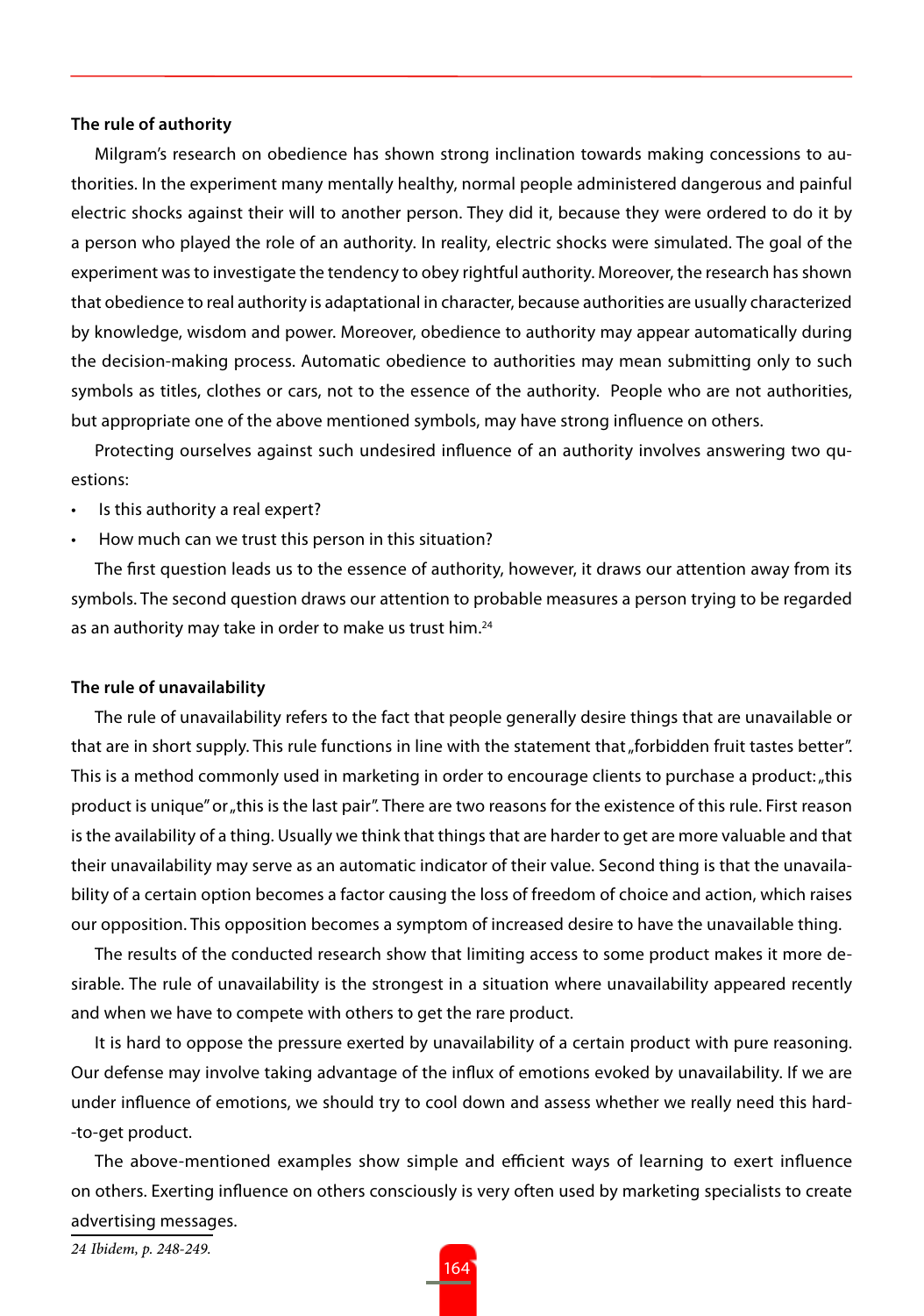**The rule of authority**

Milgram's research on obedience has shown strong inclination towards making concessions to authorities. In the experiment many mentally healthy, normal people administered dangerous and painful electric shocks against their will to another person. They did it, because they were ordered to do it by a person who played the role of an authority. In reality, electric shocks were simulated. The goal of the experiment was to investigate the tendency to obey rightful authority. Moreover, the research has shown that obedience to real authority is adaptational in character, because authorities are usually characterized by knowledge, wisdom and power. Moreover, obedience to authority may appear automatically during the decision-making process. Automatic obedience to authorities may mean submitting only to such symbols as titles, clothes or cars, not to the essence of the authority. People who are not authorities, but appropriate one of the above mentioned symbols, may have strong influence on others.

Protecting ourselves against such undesired influence of an authority involves answering two questions:

- Is this authority a real expert?
- How much can we trust this person in this situation?

The first question leads us to the essence of authority, however, it draws our attention away from its symbols. The second question draws our attention to probable measures a person trying to be regarded as an authority may take in order to make us trust him.[24]

**The rule of unavailability**

The rule of unavailability refers to the fact that people generally desire things that are unavailable or that are in short supply. This rule functions in line with the statement that „forbidden fruit tastes better". This is a method commonly used in marketing in order to encourage clients to purchase a product: „this product is unique" or „this is the last pair". There are two reasons for the existence of this rule. First reason is the availability of a thing. Usually we think that things that are harder to get are more valuable and that their unavailability may serve as an automatic indicator of their value. Second thing is that the unavailability of a certain option becomes a factor causing the loss of freedom of choice and action, which raises our opposition. This opposition becomes a symptom of increased desire to have the unavailable thing.

The results of the conducted research show that limiting access to some product makes it more desirable. The rule of unavailability is the strongest in a situation where unavailability appeared recently and when we have to compete with others to get the rare product.

It is hard to oppose the pressure exerted by unavailability of a certain product with pure reasoning. Our defense may involve taking advantage of the influx of emotions evoked by unavailability. If we are under influence of emotions, we should try to cool down and assess whether we really need this hard-to-get product.

The above-mentioned examples show simple and efficient ways of learning to exert influence on others. Exerting influence on others consciously is very often used by marketing specialists to create advertising messages.

*24 Ibidem, p. 248-249.*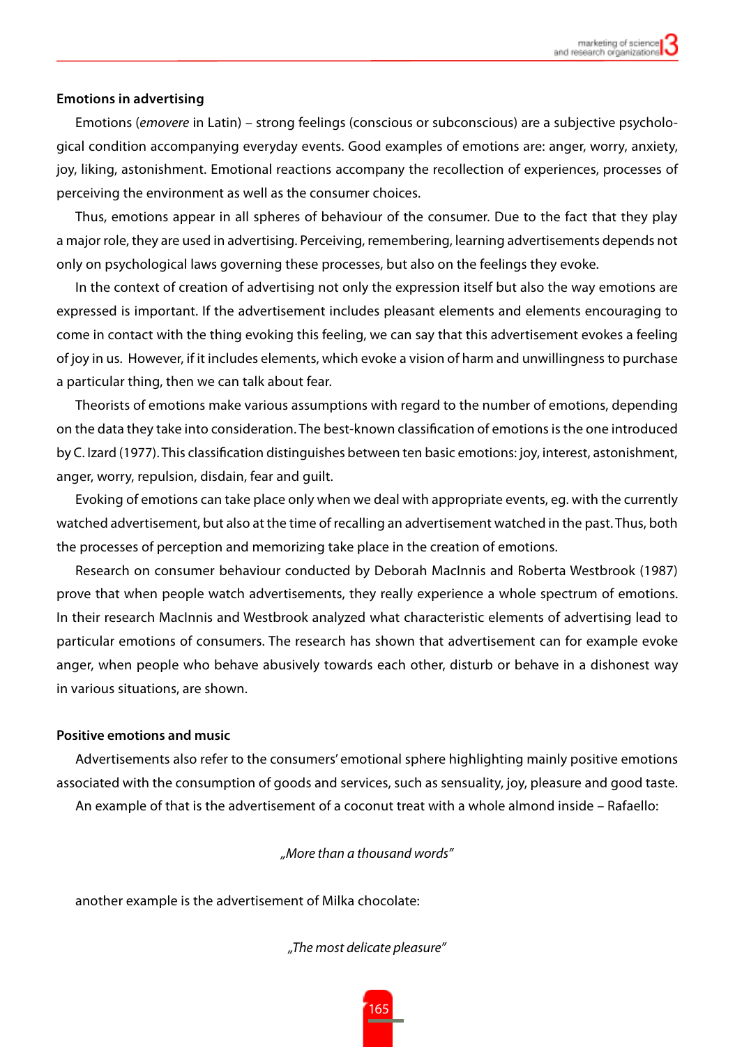### Emotions in advertising

Emotions (*emovere* in Latin) – strong feelings (conscious or subconscious) are a subjective psychological condition accompanying everyday events. Good examples of emotions are: anger, worry, anxiety, joy, liking, astonishment. Emotional reactions accompany the recollection of experiences, processes of perceiving the environment as well as the consumer choices.

Thus, emotions appear in all spheres of behaviour of the consumer. Due to the fact that they play a major role, they are used in advertising. Perceiving, remembering, learning advertisements depends not only on psychological laws governing these processes, but also on the feelings they evoke.

In the context of creation of advertising not only the expression itself but also the way emotions are expressed is important. If the advertisement includes pleasant elements and elements encouraging to come in contact with the thing evoking this feeling, we can say that this advertisement evokes a feeling of joy in us. However, if it includes elements, which evoke a vision of harm and unwillingness to purchase a particular thing, then we can talk about fear.

Theorists of emotions make various assumptions with regard to the number of emotions, depending on the data they take into consideration. The best-known classification of emotions is the one introduced by C. Izard (1977). This classification distinguishes between ten basic emotions: joy, interest, astonishment, anger, worry, repulsion, disdain, fear and guilt.

Evoking of emotions can take place only when we deal with appropriate events, eg. with the currently watched advertisement, but also at the time of recalling an advertisement watched in the past. Thus, both the processes of perception and memorizing take place in the creation of emotions.

Research on consumer behaviour conducted by Deborah MacInnis and Roberta Westbrook (1987) prove that when people watch advertisements, they really experience a whole spectrum of emotions. In their research MacInnis and Westbrook analyzed what characteristic elements of advertising lead to particular emotions of consumers. The research has shown that advertisement can for example evoke anger, when people who behave abusively towards each other, disturb or behave in a dishonest way in various situations, are shown.

### Positive emotions and music

Advertisements also refer to the consumers' emotional sphere highlighting mainly positive emotions associated with the consumption of goods and services, such as sensuality, joy, pleasure and good taste.

An example of that is the advertisement of a coconut treat with a whole almond inside – Rafaello:

*„More than a thousand words"*

another example is the advertisement of Milka chocolate:

*„The most delicate pleasure"*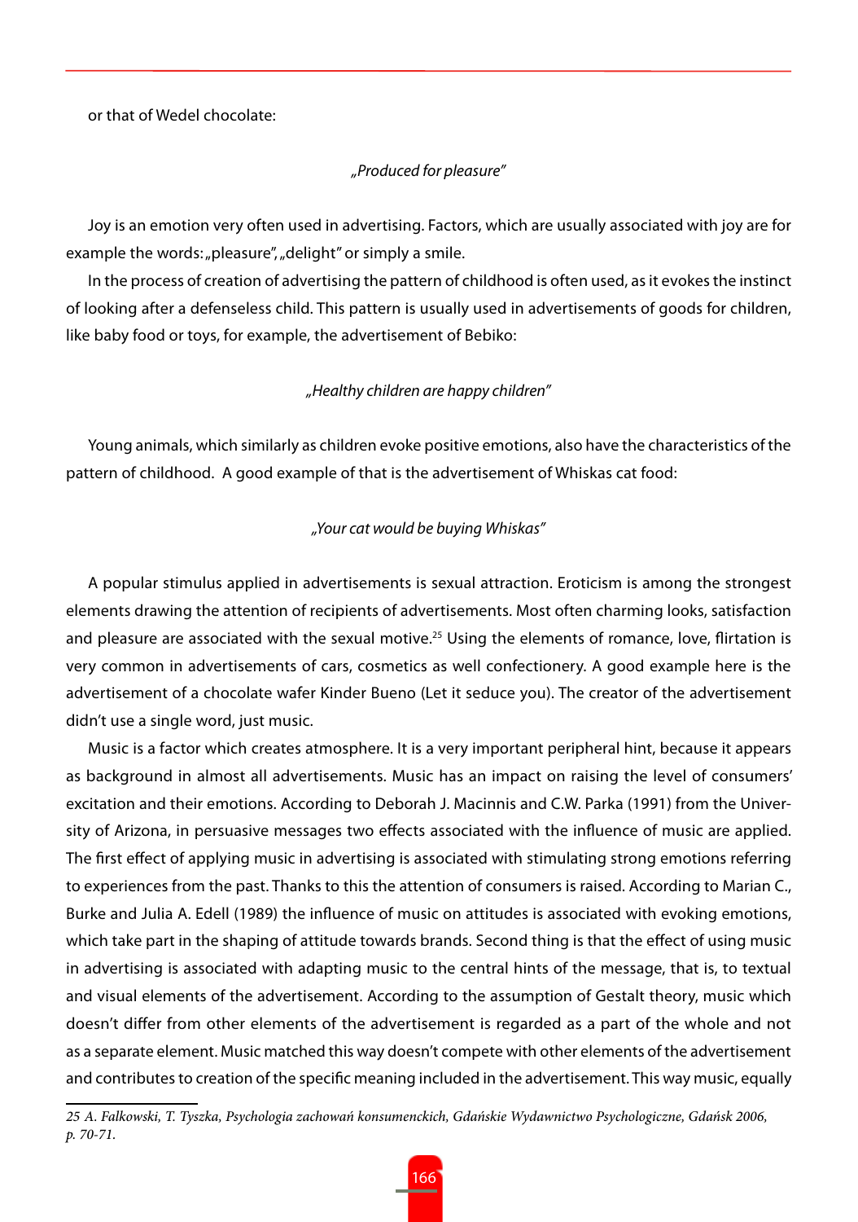or that of Wedel chocolate:

*„Produced for pleasure"*

Joy is an emotion very often used in advertising. Factors, which are usually associated with joy are for example the words: „pleasure", „delight" or simply a smile.

In the process of creation of advertising the pattern of childhood is often used, as it evokes the instinct of looking after a defenseless child. This pattern is usually used in advertisements of goods for children, like baby food or toys, for example, the advertisement of Bebiko:

*„Healthy children are happy children"*

Young animals, which similarly as children evoke positive emotions, also have the characteristics of the pattern of childhood. A good example of that is the advertisement of Whiskas cat food:

*„Your cat would be buying Whiskas"*

A popular stimulus applied in advertisements is sexual attraction. Eroticism is among the strongest elements drawing the attention of recipients of advertisements. Most often charming looks, satisfaction and pleasure are associated with the sexual motive.[25] Using the elements of romance, love, flirtation is very common in advertisements of cars, cosmetics as well confectionery. A good example here is the advertisement of a chocolate wafer Kinder Bueno (Let it seduce you). The creator of the advertisement didn't use a single word, just music.

Music is a factor which creates atmosphere. It is a very important peripheral hint, because it appears as background in almost all advertisements. Music has an impact on raising the level of consumers' excitation and their emotions. According to Deborah J. Macinnis and C.W. Parka (1991) from the University of Arizona, in persuasive messages two effects associated with the influence of music are applied. The first effect of applying music in advertising is associated with stimulating strong emotions referring to experiences from the past. Thanks to this the attention of consumers is raised. According to Marian C., Burke and Julia A. Edell (1989) the influence of music on attitudes is associated with evoking emotions, which take part in the shaping of attitude towards brands. Second thing is that the effect of using music in advertising is associated with adapting music to the central hints of the message, that is, to textual and visual elements of the advertisement. According to the assumption of Gestalt theory, music which doesn't differ from other elements of the advertisement is regarded as a part of the whole and not as a separate element. Music matched this way doesn't compete with other elements of the advertisement and contributes to creation of the specific meaning included in the advertisement. This way music, equally

*25 A. Falkowski, T. Tyszka, Psychologia zachowań konsumenckich, Gdańskie Wydawnictwo Psychologiczne, Gdańsk 2006, p. 70-71.*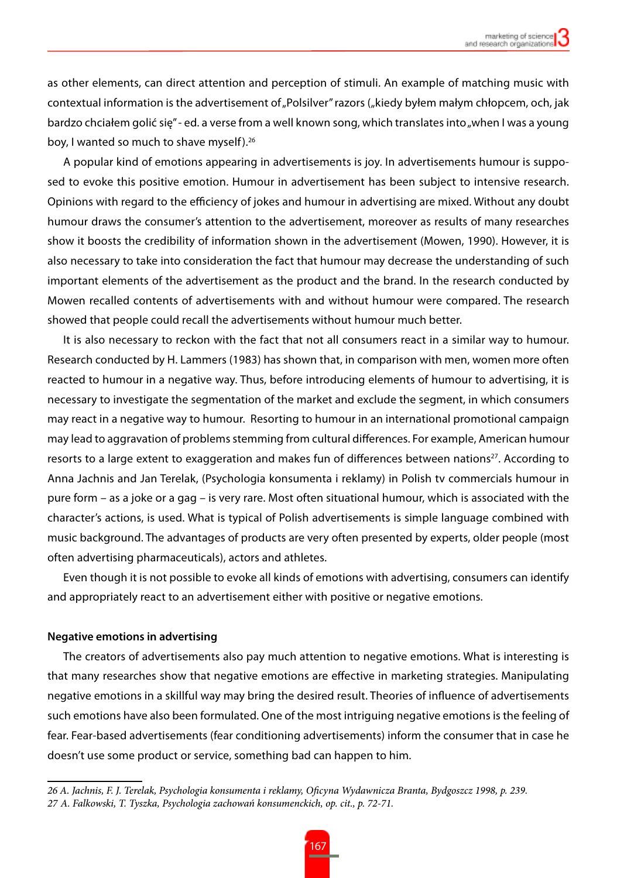as other elements, can direct attention and perception of stimuli. An example of matching music with contextual information is the advertisement of„Polsilver" razors („kiedy byłem małym chłopcem, och, jak bardzo chciałem golić się" - ed. a verse from a well known song, which translates into„when I was a young boy, I wanted so much to shave myself).[26]

A popular kind of emotions appearing in advertisements is joy. In advertisements humour is supposed to evoke this positive emotion. Humour in advertisement has been subject to intensive research. Opinions with regard to the efficiency of jokes and humour in advertising are mixed. Without any doubt humour draws the consumer's attention to the advertisement, moreover as results of many researches show it boosts the credibility of information shown in the advertisement (Mowen, 1990). However, it is also necessary to take into consideration the fact that humour may decrease the understanding of such important elements of the advertisement as the product and the brand. In the research conducted by Mowen recalled contents of advertisements with and without humour were compared. The research showed that people could recall the advertisements without humour much better.

It is also necessary to reckon with the fact that not all consumers react in a similar way to humour. Research conducted by H. Lammers (1983) has shown that, in comparison with men, women more often reacted to humour in a negative way. Thus, before introducing elements of humour to advertising, it is necessary to investigate the segmentation of the market and exclude the segment, in which consumers may react in a negative way to humour. Resorting to humour in an international promotional campaign may lead to aggravation of problems stemming from cultural differences. For example, American humour resorts to a large extent to exaggeration and makes fun of differences between nations[27]. According to Anna Jachnis and Jan Terelak, (Psychologia konsumenta i reklamy) in Polish tv commercials humour in pure form – as a joke or a gag – is very rare. Most often situational humour, which is associated with the character's actions, is used. What is typical of Polish advertisements is simple language combined with music background. The advantages of products are very often presented by experts, older people (most often advertising pharmaceuticals), actors and athletes.

Even though it is not possible to evoke all kinds of emotions with advertising, consumers can identify and appropriately react to an advertisement either with positive or negative emotions.

**Negative emotions in advertising**

The creators of advertisements also pay much attention to negative emotions. What is interesting is that many researches show that negative emotions are effective in marketing strategies. Manipulating negative emotions in a skillful way may bring the desired result. Theories of influence of advertisements such emotions have also been formulated. One of the most intriguing negative emotions is the feeling of fear. Fear-based advertisements (fear conditioning advertisements) inform the consumer that in case he doesn't use some product or service, something bad can happen to him.

---

*26 A. Jachnis, F. J. Terelak, Psychologia konsumenta i reklamy, Oficyna Wydawnicza Branta, Bydgoszcz 1998, p. 239.*

*27 A. Falkowski, T. Tyszka, Psychologia zachowań konsumenckich, op. cit., p. 72-71.*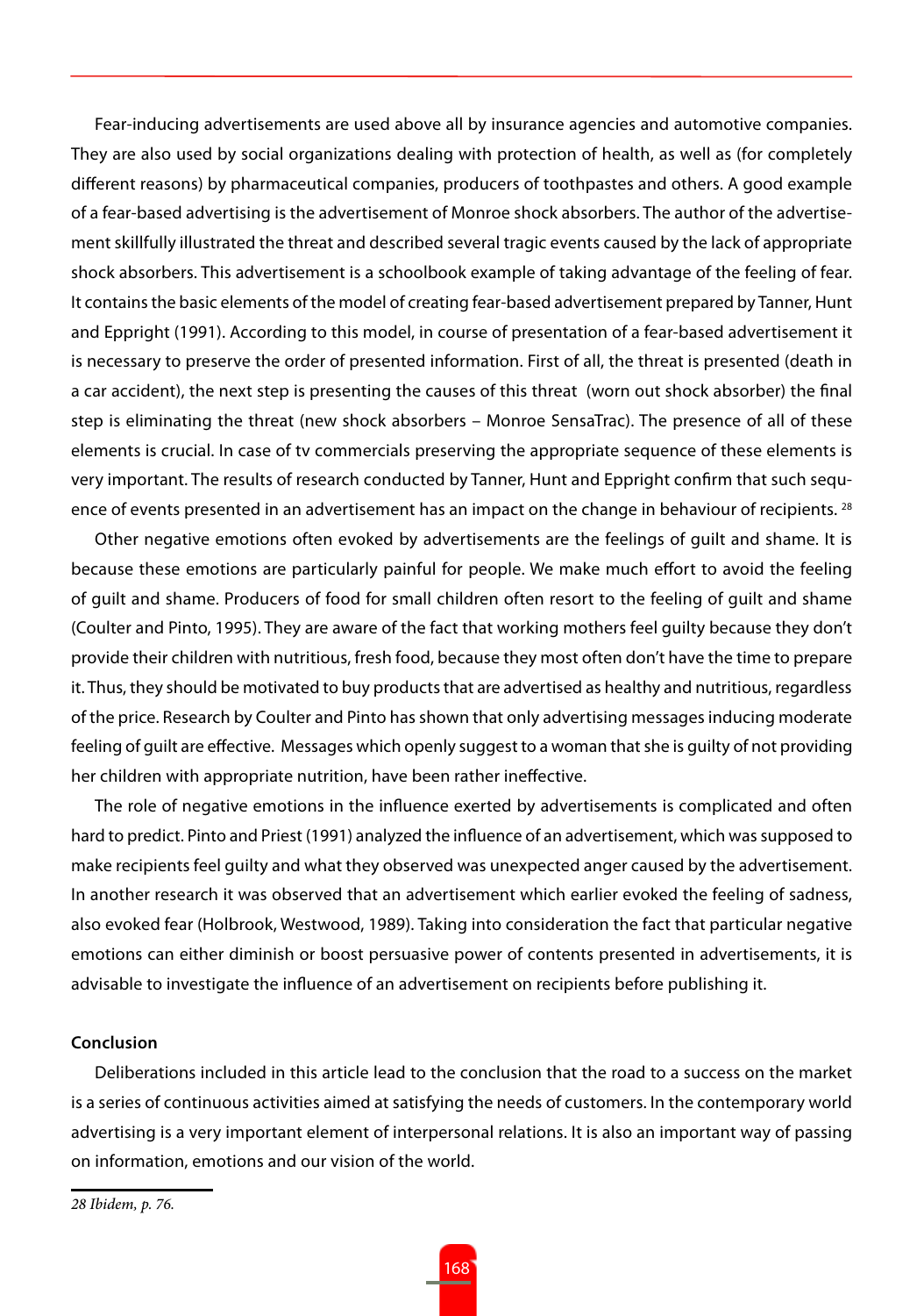Fear-inducing advertisements are used above all by insurance agencies and automotive companies. They are also used by social organizations dealing with protection of health, as well as (for completely different reasons) by pharmaceutical companies, producers of toothpastes and others. A good example of a fear-based advertising is the advertisement of Monroe shock absorbers. The author of the advertisement skillfully illustrated the threat and described several tragic events caused by the lack of appropriate shock absorbers. This advertisement is a schoolbook example of taking advantage of the feeling of fear. It contains the basic elements of the model of creating fear-based advertisement prepared by Tanner, Hunt and Eppright (1991). According to this model, in course of presentation of a fear-based advertisement it is necessary to preserve the order of presented information. First of all, the threat is presented (death in a car accident), the next step is presenting the causes of this threat (worn out shock absorber) the final step is eliminating the threat (new shock absorbers – Monroe SensaTrac). The presence of all of these elements is crucial. In case of tv commercials preserving the appropriate sequence of these elements is very important. The results of research conducted by Tanner, Hunt and Eppright confirm that such sequence of events presented in an advertisement has an impact on the change in behaviour of recipients. [28]

Other negative emotions often evoked by advertisements are the feelings of guilt and shame. It is because these emotions are particularly painful for people. We make much effort to avoid the feeling of guilt and shame. Producers of food for small children often resort to the feeling of guilt and shame (Coulter and Pinto, 1995). They are aware of the fact that working mothers feel guilty because they don't provide their children with nutritious, fresh food, because they most often don't have the time to prepare it. Thus, they should be motivated to buy products that are advertised as healthy and nutritious, regardless of the price. Research by Coulter and Pinto has shown that only advertising messages inducing moderate feeling of guilt are effective. Messages which openly suggest to a woman that she is guilty of not providing her children with appropriate nutrition, have been rather ineffective.

The role of negative emotions in the influence exerted by advertisements is complicated and often hard to predict. Pinto and Priest (1991) analyzed the influence of an advertisement, which was supposed to make recipients feel guilty and what they observed was unexpected anger caused by the advertisement. In another research it was observed that an advertisement which earlier evoked the feeling of sadness, also evoked fear (Holbrook, Westwood, 1989). Taking into consideration the fact that particular negative emotions can either diminish or boost persuasive power of contents presented in advertisements, it is advisable to investigate the influence of an advertisement on recipients before publishing it.

**Conclusion**

Deliberations included in this article lead to the conclusion that the road to a success on the market is a series of continuous activities aimed at satisfying the needs of customers. In the contemporary world advertising is a very important element of interpersonal relations. It is also an important way of passing on information, emotions and our vision of the world.

---

*28 Ibidem, p. 76.*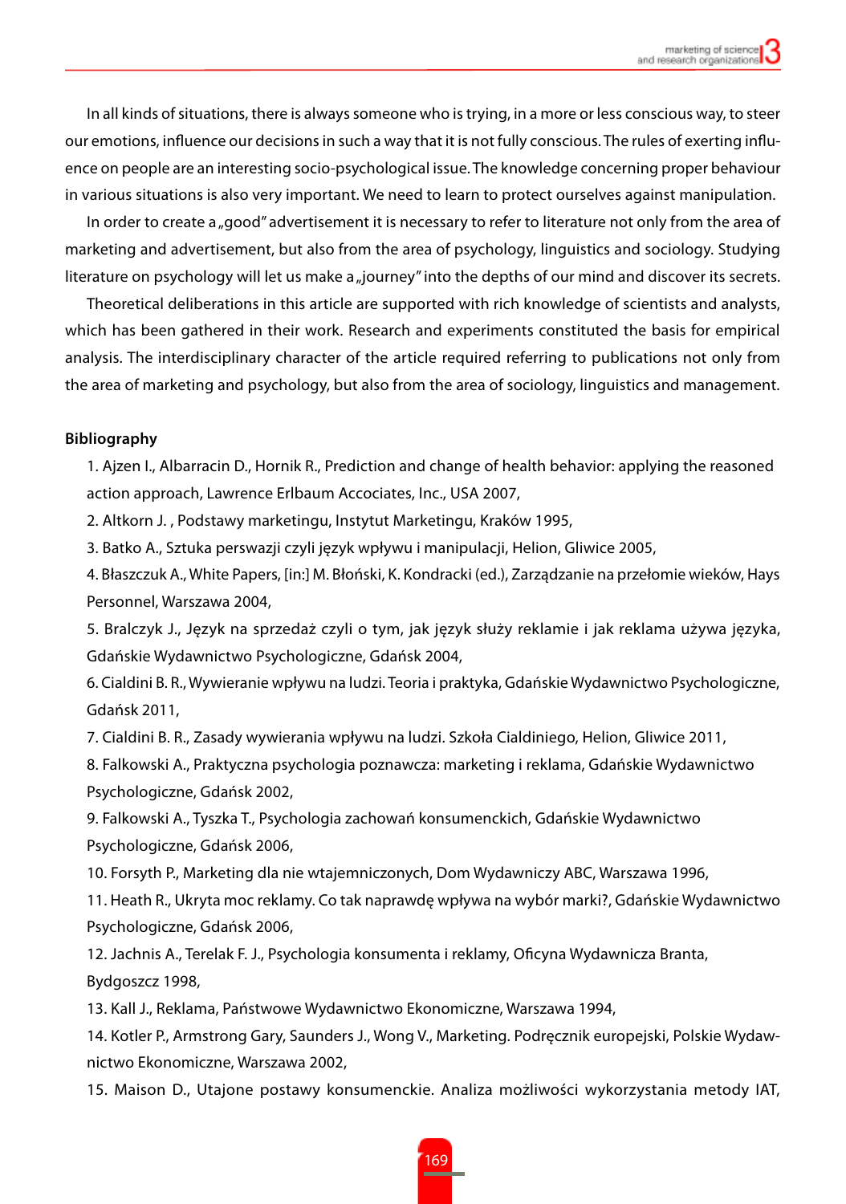In all kinds of situations, there is always someone who is trying, in a more or less conscious way, to steer our emotions, influence our decisions in such a way that it is not fully conscious. The rules of exerting influence on people are an interesting socio-psychological issue. The knowledge concerning proper behaviour in various situations is also very important. We need to learn to protect ourselves against manipulation.

In order to create a „good" advertisement it is necessary to refer to literature not only from the area of marketing and advertisement, but also from the area of psychology, linguistics and sociology. Studying literature on psychology will let us make a „journey" into the depths of our mind and discover its secrets.

Theoretical deliberations in this article are supported with rich knowledge of scientists and analysts, which has been gathered in their work. Research and experiments constituted the basis for empirical analysis. The interdisciplinary character of the article required referring to publications not only from the area of marketing and psychology, but also from the area of sociology, linguistics and management.

**Bibliography**

1. Ajzen I., Albarracin D., Hornik R., Prediction and change of health behavior: applying the reasoned action approach, Lawrence Erlbaum Accociates, Inc., USA 2007,
2. Altkorn J. , Podstawy marketingu, Instytut Marketingu, Kraków 1995,
3. Batko A., Sztuka perswazji czyli język wpływu i manipulacji, Helion, Gliwice 2005,
4. Błaszczuk A., White Papers, [in:] M. Błoński, K. Kondracki (ed.), Zarządzanie na przełomie wieków, Hays Personnel, Warszawa 2004,
5. Bralczyk J., Język na sprzedaż czyli o tym, jak język służy reklamie i jak reklama używa języka, Gdańskie Wydawnictwo Psychologiczne, Gdańsk 2004,
6. Cialdini B. R., Wywieranie wpływu na ludzi. Teoria i praktyka, Gdańskie Wydawnictwo Psychologiczne, Gdańsk 2011,
7. Cialdini B. R., Zasady wywierania wpływu na ludzi. Szkoła Cialdiniego, Helion, Gliwice 2011,
8. Falkowski A., Praktyczna psychologia poznawcza: marketing i reklama, Gdańskie Wydawnictwo Psychologiczne, Gdańsk 2002,
9. Falkowski A., Tyszka T., Psychologia zachowań konsumenckich, Gdańskie Wydawnictwo Psychologiczne, Gdańsk 2006,
10. Forsyth P., Marketing dla nie wtajemniczonych, Dom Wydawniczy ABC, Warszawa 1996,
11. Heath R., Ukryta moc reklamy. Co tak naprawdę wpływa na wybór marki?, Gdańskie Wydawnictwo Psychologiczne, Gdańsk 2006,
12. Jachnis A., Terelak F. J., Psychologia konsumenta i reklamy, Oficyna Wydawnicza Branta, Bydgoszcz 1998,
13. Kall J., Reklama, Państwowe Wydawnictwo Ekonomiczne, Warszawa 1994,
14. Kotler P., Armstrong Gary, Saunders J., Wong V., Marketing. Podręcznik europejski, Polskie Wydawnictwo Ekonomiczne, Warszawa 2002,
15. Maison D., Utajone postawy konsumenckie. Analiza możliwości wykorzystania metody IAT,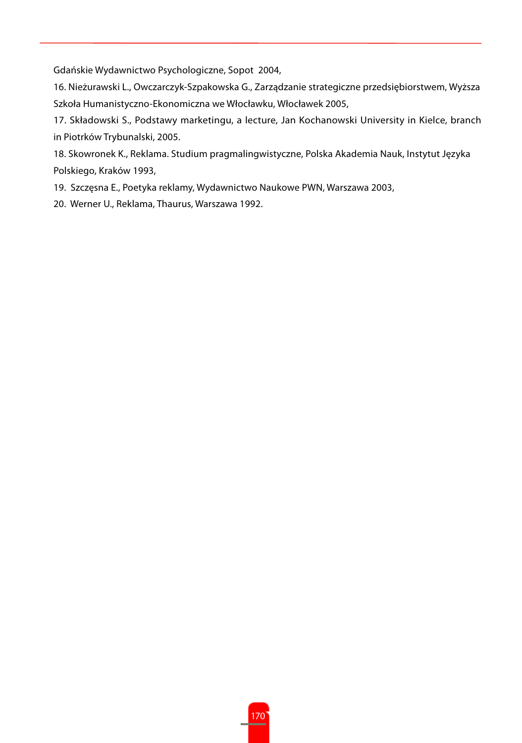Gdańskie Wydawnictwo Psychologiczne, Sopot 2004,

16. Nieżurawski L., Owczarczyk-Szpakowska G., Zarządzanie strategiczne przedsiębiorstwem, Wyższa Szkoła Humanistyczno-Ekonomiczna we Włocławku, Włocławek 2005,

17. Składowski S., Podstawy marketingu, a lecture, Jan Kochanowski University in Kielce, branch in Piotrków Trybunalski, 2005.

18. Skowronek K., Reklama. Studium pragmalingwistyczne, Polska Akademia Nauk, Instytut Języka Polskiego, Kraków 1993,

19. Szczęsna E., Poetyka reklamy, Wydawnictwo Naukowe PWN, Warszawa 2003,

20. Werner U., Reklama, Thaurus, Warszawa 1992.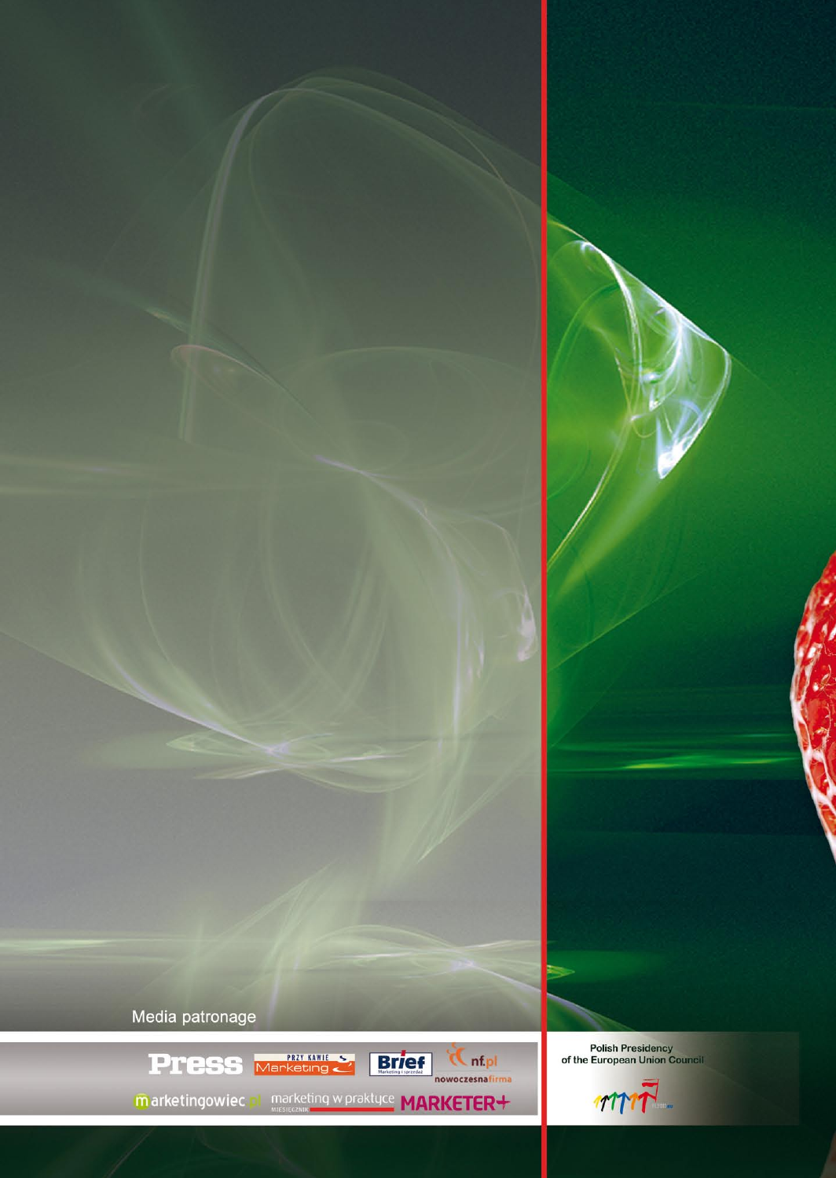Media patronage

Press | Przy Kawie Marketing | Brief | nf.pl nowoczesnafirma

marketingowiec.pl | marketing w praktyce | MARKETER+

Polish Presidency
of the European Union Council